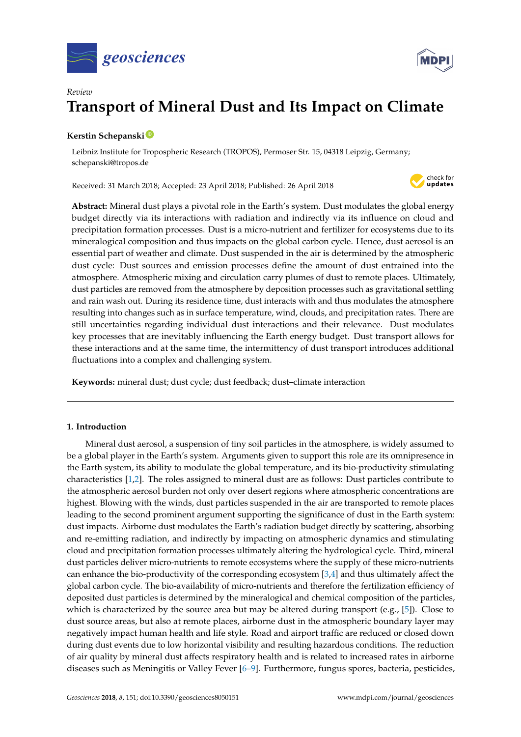*Review*

# Transport of Mineral Dust and Its Impact on Climate

**Kerstin Schepanski**

Leibniz Institute for Tropospheric Research (TROPOS), Permoser Str. 15, 04318 Leipzig, Germany; schepanski@tropos.de

Received: 31 March 2018; Accepted: 23 April 2018; Published: 26 April 2018

**Abstract:** Mineral dust plays a pivotal role in the Earth's system. Dust modulates the global energy budget directly via its interactions with radiation and indirectly via its influence on cloud and precipitation formation processes. Dust is a micro-nutrient and fertilizer for ecosystems due to its mineralogical composition and thus impacts on the global carbon cycle. Hence, dust aerosol is an essential part of weather and climate. Dust suspended in the air is determined by the atmospheric dust cycle: Dust sources and emission processes define the amount of dust entrained into the atmosphere. Atmospheric mixing and circulation carry plumes of dust to remote places. Ultimately, dust particles are removed from the atmosphere by deposition processes such as gravitational settling and rain wash out. During its residence time, dust interacts with and thus modulates the atmosphere resulting into changes such as in surface temperature, wind, clouds, and precipitation rates. There are still uncertainties regarding individual dust interactions and their relevance. Dust modulates key processes that are inevitably influencing the Earth energy budget. Dust transport allows for these interactions and at the same time, the intermittency of dust transport introduces additional fluctuations into a complex and challenging system.

**Keywords:** mineral dust; dust cycle; dust feedback; dust–climate interaction

## 1. Introduction

Mineral dust aerosol, a suspension of tiny soil particles in the atmosphere, is widely assumed to be a global player in the Earth's system. Arguments given to support this role are its omnipresence in the Earth system, its ability to modulate the global temperature, and its bio-productivity stimulating characteristics [1,2]. The roles assigned to mineral dust are as follows: Dust particles contribute to the atmospheric aerosol burden not only over desert regions where atmospheric concentrations are highest. Blowing with the winds, dust particles suspended in the air are transported to remote places leading to the second prominent argument supporting the significance of dust in the Earth system: dust impacts. Airborne dust modulates the Earth's radiation budget directly by scattering, absorbing and re-emitting radiation, and indirectly by impacting on atmospheric dynamics and stimulating cloud and precipitation formation processes ultimately altering the hydrological cycle. Third, mineral dust particles deliver micro-nutrients to remote ecosystems where the supply of these micro-nutrients can enhance the bio-productivity of the corresponding ecosystem [3,4] and thus ultimately affect the global carbon cycle. The bio-availability of micro-nutrients and therefore the fertilization efficiency of deposited dust particles is determined by the mineralogical and chemical composition of the particles, which is characterized by the source area but may be altered during transport (e.g., [5]). Close to dust source areas, but also at remote places, airborne dust in the atmospheric boundary layer may negatively impact human health and life style. Road and airport traffic are reduced or closed down during dust events due to low horizontal visibility and resulting hazardous conditions. The reduction of air quality by mineral dust affects respiratory health and is related to increased rates in airborne diseases such as Meningitis or Valley Fever [6–9]. Furthermore, fungus spores, bacteria, pesticides,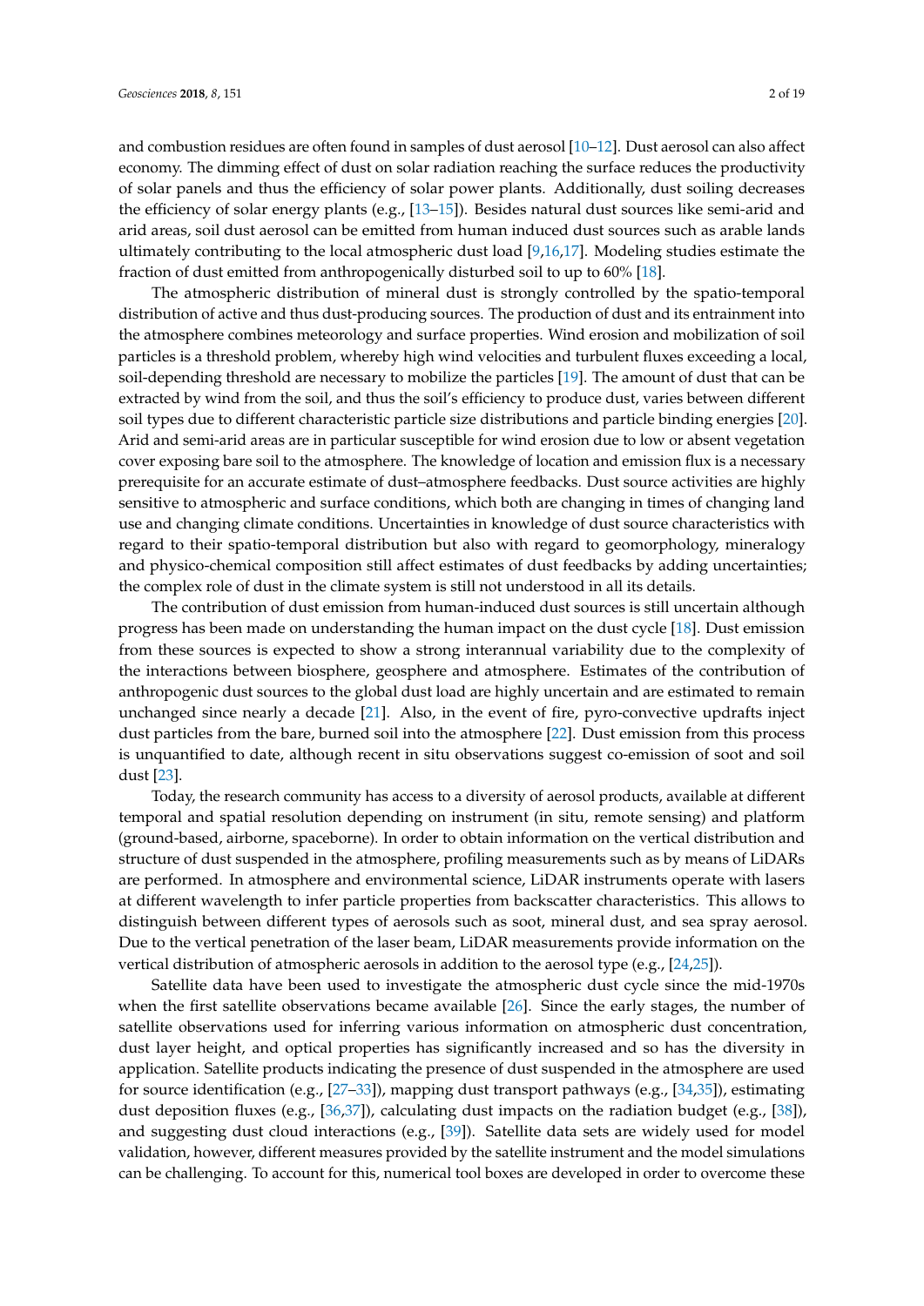and combustion residues are often found in samples of dust aerosol [10–12]. Dust aerosol can also affect economy. The dimming effect of dust on solar radiation reaching the surface reduces the productivity of solar panels and thus the efficiency of solar power plants. Additionally, dust soiling decreases the efficiency of solar energy plants (e.g., [13–15]). Besides natural dust sources like semi-arid and arid areas, soil dust aerosol can be emitted from human induced dust sources such as arable lands ultimately contributing to the local atmospheric dust load [9,16,17]. Modeling studies estimate the fraction of dust emitted from anthropogenically disturbed soil to up to 60% [18].

The atmospheric distribution of mineral dust is strongly controlled by the spatio-temporal distribution of active and thus dust-producing sources. The production of dust and its entrainment into the atmosphere combines meteorology and surface properties. Wind erosion and mobilization of soil particles is a threshold problem, whereby high wind velocities and turbulent fluxes exceeding a local, soil-depending threshold are necessary to mobilize the particles [19]. The amount of dust that can be extracted by wind from the soil, and thus the soil's efficiency to produce dust, varies between different soil types due to different characteristic particle size distributions and particle binding energies [20]. Arid and semi-arid areas are in particular susceptible for wind erosion due to low or absent vegetation cover exposing bare soil to the atmosphere. The knowledge of location and emission flux is a necessary prerequisite for an accurate estimate of dust–atmosphere feedbacks. Dust source activities are highly sensitive to atmospheric and surface conditions, which both are changing in times of changing land use and changing climate conditions. Uncertainties in knowledge of dust source characteristics with regard to their spatio-temporal distribution but also with regard to geomorphology, mineralogy and physico-chemical composition still affect estimates of dust feedbacks by adding uncertainties; the complex role of dust in the climate system is still not understood in all its details.

The contribution of dust emission from human-induced dust sources is still uncertain although progress has been made on understanding the human impact on the dust cycle [18]. Dust emission from these sources is expected to show a strong interannual variability due to the complexity of the interactions between biosphere, geosphere and atmosphere. Estimates of the contribution of anthropogenic dust sources to the global dust load are highly uncertain and are estimated to remain unchanged since nearly a decade [21]. Also, in the event of fire, pyro-convective updrafts inject dust particles from the bare, burned soil into the atmosphere [22]. Dust emission from this process is unquantified to date, although recent in situ observations suggest co-emission of soot and soil dust [23].

Today, the research community has access to a diversity of aerosol products, available at different temporal and spatial resolution depending on instrument (in situ, remote sensing) and platform (ground-based, airborne, spaceborne). In order to obtain information on the vertical distribution and structure of dust suspended in the atmosphere, profiling measurements such as by means of LiDARs are performed. In atmosphere and environmental science, LiDAR instruments operate with lasers at different wavelength to infer particle properties from backscatter characteristics. This allows to distinguish between different types of aerosols such as soot, mineral dust, and sea spray aerosol. Due to the vertical penetration of the laser beam, LiDAR measurements provide information on the vertical distribution of atmospheric aerosols in addition to the aerosol type (e.g., [24,25]).

Satellite data have been used to investigate the atmospheric dust cycle since the mid-1970s when the first satellite observations became available [26]. Since the early stages, the number of satellite observations used for inferring various information on atmospheric dust concentration, dust layer height, and optical properties has significantly increased and so has the diversity in application. Satellite products indicating the presence of dust suspended in the atmosphere are used for source identification (e.g., [27–33]), mapping dust transport pathways (e.g., [34,35]), estimating dust deposition fluxes (e.g., [36,37]), calculating dust impacts on the radiation budget (e.g., [38]), and suggesting dust cloud interactions (e.g., [39]). Satellite data sets are widely used for model validation, however, different measures provided by the satellite instrument and the model simulations can be challenging. To account for this, numerical tool boxes are developed in order to overcome these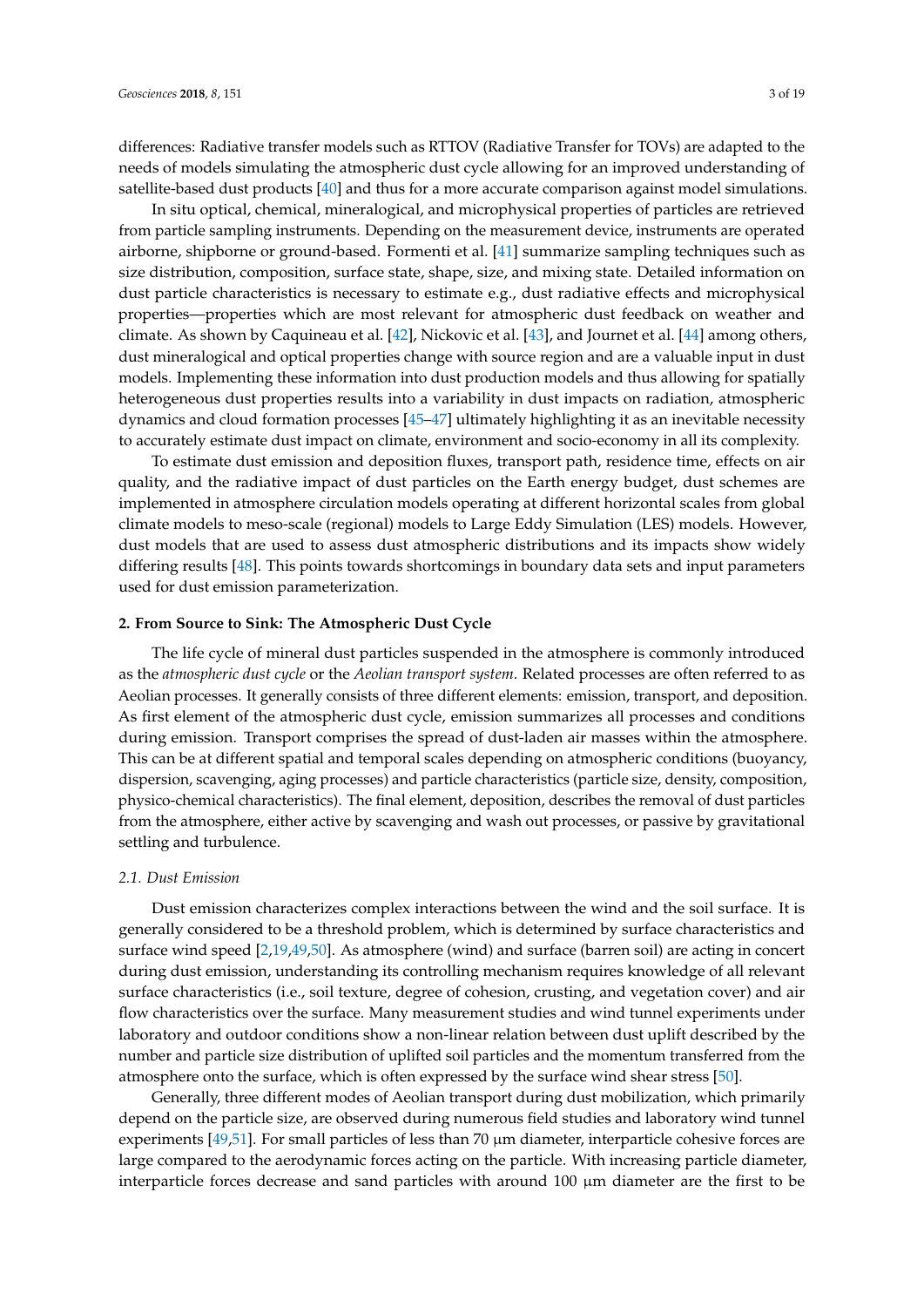differences: Radiative transfer models such as RTTOV (Radiative Transfer for TOVs) are adapted to the needs of models simulating the atmospheric dust cycle allowing for an improved understanding of satellite-based dust products [40] and thus for a more accurate comparison against model simulations.

In situ optical, chemical, mineralogical, and microphysical properties of particles are retrieved from particle sampling instruments. Depending on the measurement device, instruments are operated airborne, shipborne or ground-based. Formenti et al. [41] summarize sampling techniques such as size distribution, composition, surface state, shape, size, and mixing state. Detailed information on dust particle characteristics is necessary to estimate e.g., dust radiative effects and microphysical properties—properties which are most relevant for atmospheric dust feedback on weather and climate. As shown by Caquineau et al. [42], Nickovic et al. [43], and Journet et al. [44] among others, dust mineralogical and optical properties change with source region and are a valuable input in dust models. Implementing these information into dust production models and thus allowing for spatially heterogeneous dust properties results into a variability in dust impacts on radiation, atmospheric dynamics and cloud formation processes [45–47] ultimately highlighting it as an inevitable necessity to accurately estimate dust impact on climate, environment and socio-economy in all its complexity.

To estimate dust emission and deposition fluxes, transport path, residence time, effects on air quality, and the radiative impact of dust particles on the Earth energy budget, dust schemes are implemented in atmosphere circulation models operating at different horizontal scales from global climate models to meso-scale (regional) models to Large Eddy Simulation (LES) models. However, dust models that are used to assess dust atmospheric distributions and its impacts show widely differing results [48]. This points towards shortcomings in boundary data sets and input parameters used for dust emission parameterization.

## 2. From Source to Sink: The Atmospheric Dust Cycle

The life cycle of mineral dust particles suspended in the atmosphere is commonly introduced as the *atmospheric dust cycle* or the *Aeolian transport system*. Related processes are often referred to as Aeolian processes. It generally consists of three different elements: emission, transport, and deposition. As first element of the atmospheric dust cycle, emission summarizes all processes and conditions during emission. Transport comprises the spread of dust-laden air masses within the atmosphere. This can be at different spatial and temporal scales depending on atmospheric conditions (buoyancy, dispersion, scavenging, aging processes) and particle characteristics (particle size, density, composition, physico-chemical characteristics). The final element, deposition, describes the removal of dust particles from the atmosphere, either active by scavenging and wash out processes, or passive by gravitational settling and turbulence.

### *2.1. Dust Emission*

Dust emission characterizes complex interactions between the wind and the soil surface. It is generally considered to be a threshold problem, which is determined by surface characteristics and surface wind speed [2,19,49,50]. As atmosphere (wind) and surface (barren soil) are acting in concert during dust emission, understanding its controlling mechanism requires knowledge of all relevant surface characteristics (i.e., soil texture, degree of cohesion, crusting, and vegetation cover) and air flow characteristics over the surface. Many measurement studies and wind tunnel experiments under laboratory and outdoor conditions show a non-linear relation between dust uplift described by the number and particle size distribution of uplifted soil particles and the momentum transferred from the atmosphere onto the surface, which is often expressed by the surface wind shear stress [50].

Generally, three different modes of Aeolian transport during dust mobilization, which primarily depend on the particle size, are observed during numerous field studies and laboratory wind tunnel experiments [49,51]. For small particles of less than 70 μm diameter, interparticle cohesive forces are large compared to the aerodynamic forces acting on the particle. With increasing particle diameter, interparticle forces decrease and sand particles with around 100 μm diameter are the first to be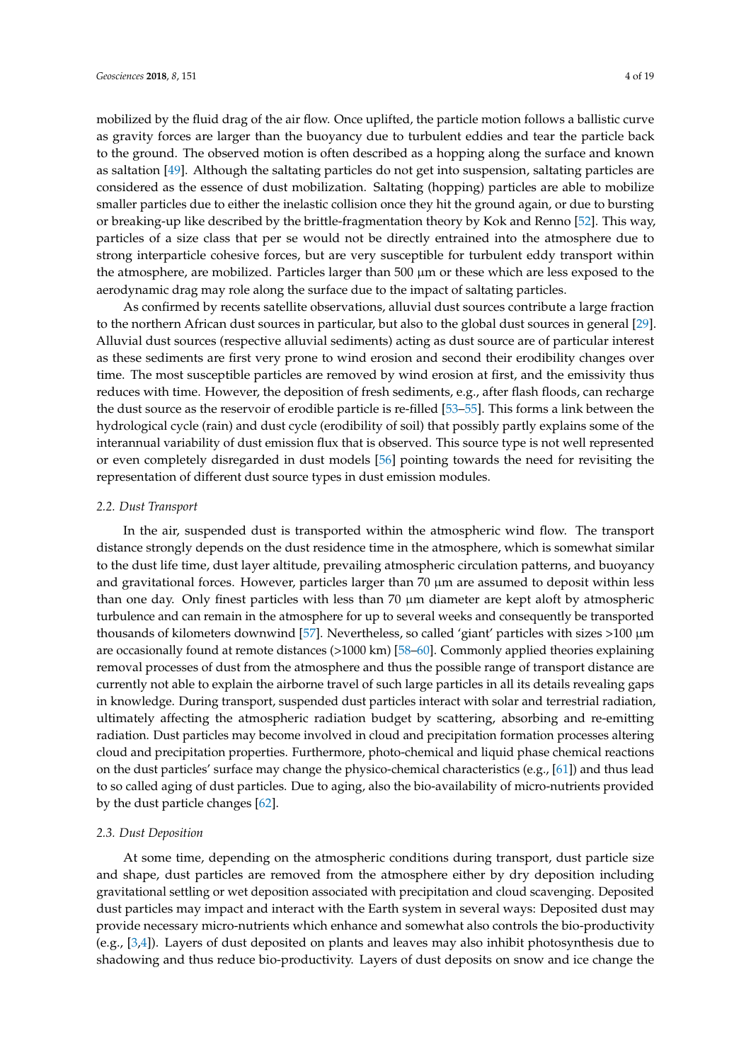mobilized by the fluid drag of the air flow. Once uplifted, the particle motion follows a ballistic curve as gravity forces are larger than the buoyancy due to turbulent eddies and tear the particle back to the ground. The observed motion is often described as a hopping along the surface and known as saltation [49]. Although the saltating particles do not get into suspension, saltating particles are considered as the essence of dust mobilization. Saltating (hopping) particles are able to mobilize smaller particles due to either the inelastic collision once they hit the ground again, or due to bursting or breaking-up like described by the brittle-fragmentation theory by Kok and Renno [52]. This way, particles of a size class that per se would not be directly entrained into the atmosphere due to strong interparticle cohesive forces, but are very susceptible for turbulent eddy transport within the atmosphere, are mobilized. Particles larger than 500 µm or these which are less exposed to the aerodynamic drag may role along the surface due to the impact of saltating particles.

As confirmed by recents satellite observations, alluvial dust sources contribute a large fraction to the northern African dust sources in particular, but also to the global dust sources in general [29]. Alluvial dust sources (respective alluvial sediments) acting as dust source are of particular interest as these sediments are first very prone to wind erosion and second their erodibility changes over time. The most susceptible particles are removed by wind erosion at first, and the emissivity thus reduces with time. However, the deposition of fresh sediments, e.g., after flash floods, can recharge the dust source as the reservoir of erodible particle is re-filled [53–55]. This forms a link between the hydrological cycle (rain) and dust cycle (erodibility of soil) that possibly partly explains some of the interannual variability of dust emission flux that is observed. This source type is not well represented or even completely disregarded in dust models [56] pointing towards the need for revisiting the representation of different dust source types in dust emission modules.

### *2.2. Dust Transport*

In the air, suspended dust is transported within the atmospheric wind flow. The transport distance strongly depends on the dust residence time in the atmosphere, which is somewhat similar to the dust life time, dust layer altitude, prevailing atmospheric circulation patterns, and buoyancy and gravitational forces. However, particles larger than 70 µm are assumed to deposit within less than one day. Only finest particles with less than 70 µm diameter are kept aloft by atmospheric turbulence and can remain in the atmosphere for up to several weeks and consequently be transported thousands of kilometers downwind [57]. Nevertheless, so called 'giant' particles with sizes >100 µm are occasionally found at remote distances (>1000 km) [58–60]. Commonly applied theories explaining removal processes of dust from the atmosphere and thus the possible range of transport distance are currently not able to explain the airborne travel of such large particles in all its details revealing gaps in knowledge. During transport, suspended dust particles interact with solar and terrestrial radiation, ultimately affecting the atmospheric radiation budget by scattering, absorbing and re-emitting radiation. Dust particles may become involved in cloud and precipitation formation processes altering cloud and precipitation properties. Furthermore, photo-chemical and liquid phase chemical reactions on the dust particles' surface may change the physico-chemical characteristics (e.g., [61]) and thus lead to so called aging of dust particles. Due to aging, also the bio-availability of micro-nutrients provided by the dust particle changes [62].

### *2.3. Dust Deposition*

At some time, depending on the atmospheric conditions during transport, dust particle size and shape, dust particles are removed from the atmosphere either by dry deposition including gravitational settling or wet deposition associated with precipitation and cloud scavenging. Deposited dust particles may impact and interact with the Earth system in several ways: Deposited dust may provide necessary micro-nutrients which enhance and somewhat also controls the bio-productivity (e.g., [3,4]). Layers of dust deposited on plants and leaves may also inhibit photosynthesis due to shadowing and thus reduce bio-productivity. Layers of dust deposits on snow and ice change the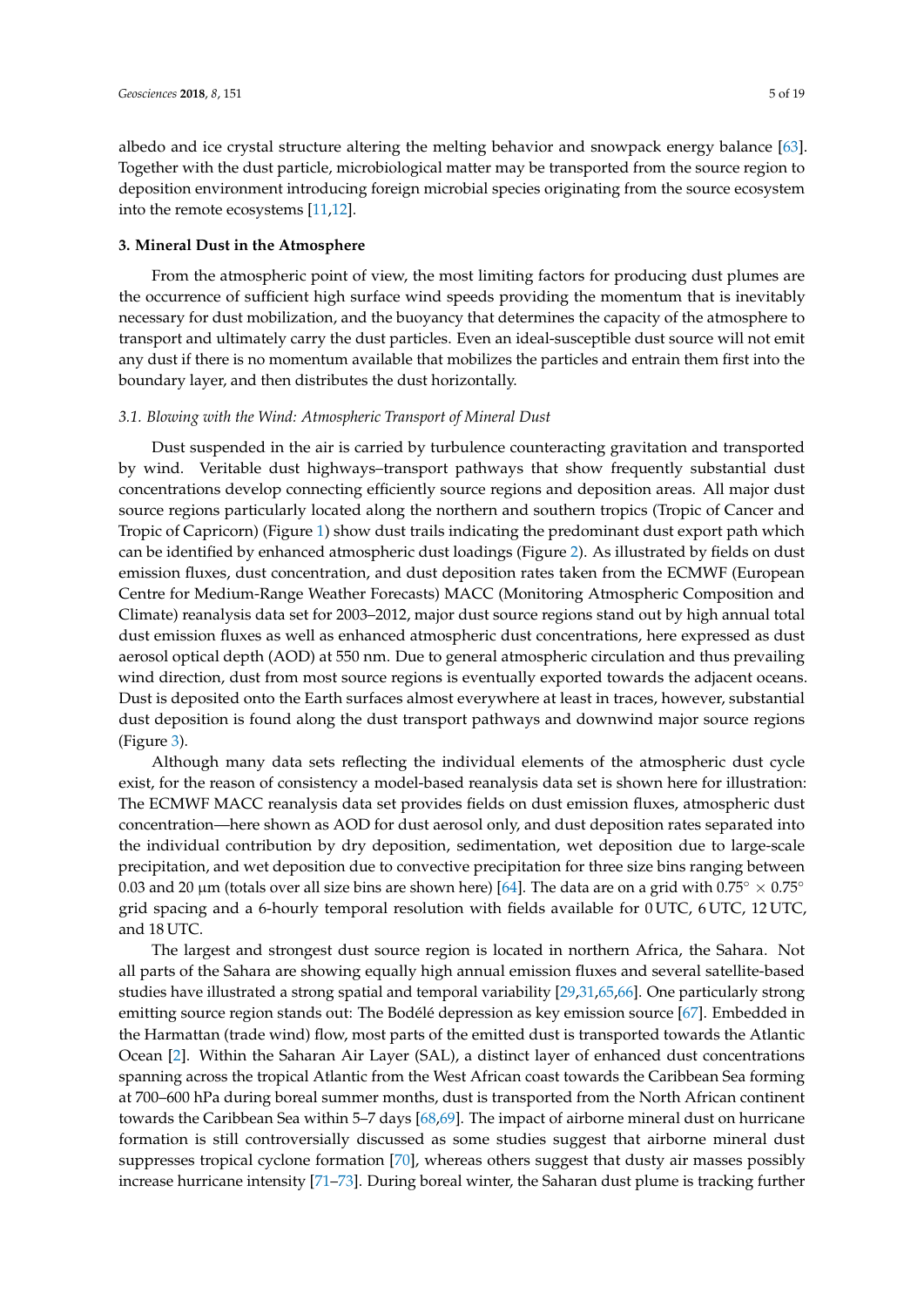albedo and ice crystal structure altering the melting behavior and snowpack energy balance [63]. Together with the dust particle, microbiological matter may be transported from the source region to deposition environment introducing foreign microbial species originating from the source ecosystem into the remote ecosystems [11,12].

## 3. Mineral Dust in the Atmosphere

From the atmospheric point of view, the most limiting factors for producing dust plumes are the occurrence of sufficient high surface wind speeds providing the momentum that is inevitably necessary for dust mobilization, and the buoyancy that determines the capacity of the atmosphere to transport and ultimately carry the dust particles. Even an ideal-susceptible dust source will not emit any dust if there is no momentum available that mobilizes the particles and entrain them first into the boundary layer, and then distributes the dust horizontally.

### *3.1. Blowing with the Wind: Atmospheric Transport of Mineral Dust*

Dust suspended in the air is carried by turbulence counteracting gravitation and transported by wind. Veritable dust highways–transport pathways that show frequently substantial dust concentrations develop connecting efficiently source regions and deposition areas. All major dust source regions particularly located along the northern and southern tropics (Tropic of Cancer and Tropic of Capricorn) (Figure 1) show dust trails indicating the predominant dust export path which can be identified by enhanced atmospheric dust loadings (Figure 2). As illustrated by fields on dust emission fluxes, dust concentration, and dust deposition rates taken from the ECMWF (European Centre for Medium-Range Weather Forecasts) MACC (Monitoring Atmospheric Composition and Climate) reanalysis data set for 2003–2012, major dust source regions stand out by high annual total dust emission fluxes as well as enhanced atmospheric dust concentrations, here expressed as dust aerosol optical depth (AOD) at 550 nm. Due to general atmospheric circulation and thus prevailing wind direction, dust from most source regions is eventually exported towards the adjacent oceans. Dust is deposited onto the Earth surfaces almost everywhere at least in traces, however, substantial dust deposition is found along the dust transport pathways and downwind major source regions (Figure 3).

Although many data sets reflecting the individual elements of the atmospheric dust cycle exist, for the reason of consistency a model-based reanalysis data set is shown here for illustration: The ECMWF MACC reanalysis data set provides fields on dust emission fluxes, atmospheric dust concentration—here shown as AOD for dust aerosol only, and dust deposition rates separated into the individual contribution by dry deposition, sedimentation, wet deposition due to large-scale precipitation, and wet deposition due to convective precipitation for three size bins ranging between 0.03 and 20 µm (totals over all size bins are shown here) [64]. The data are on a grid with $0.75^{\circ} \times 0.75^{\circ}$ grid spacing and a 6-hourly temporal resolution with fields available for 0 UTC, 6 UTC, 12 UTC, and 18 UTC.

The largest and strongest dust source region is located in northern Africa, the Sahara. Not all parts of the Sahara are showing equally high annual emission fluxes and several satellite-based studies have illustrated a strong spatial and temporal variability [29,31,65,66]. One particularly strong emitting source region stands out: The Bodélé depression as key emission source [67]. Embedded in the Harmattan (trade wind) flow, most parts of the emitted dust is transported towards the Atlantic Ocean [2]. Within the Saharan Air Layer (SAL), a distinct layer of enhanced dust concentrations spanning across the tropical Atlantic from the West African coast towards the Caribbean Sea forming at 700–600 hPa during boreal summer months, dust is transported from the North African continent towards the Caribbean Sea within 5–7 days [68,69]. The impact of airborne mineral dust on hurricane formation is still controversially discussed as some studies suggest that airborne mineral dust suppresses tropical cyclone formation [70], whereas others suggest that dusty air masses possibly increase hurricane intensity [71–73]. During boreal winter, the Saharan dust plume is tracking further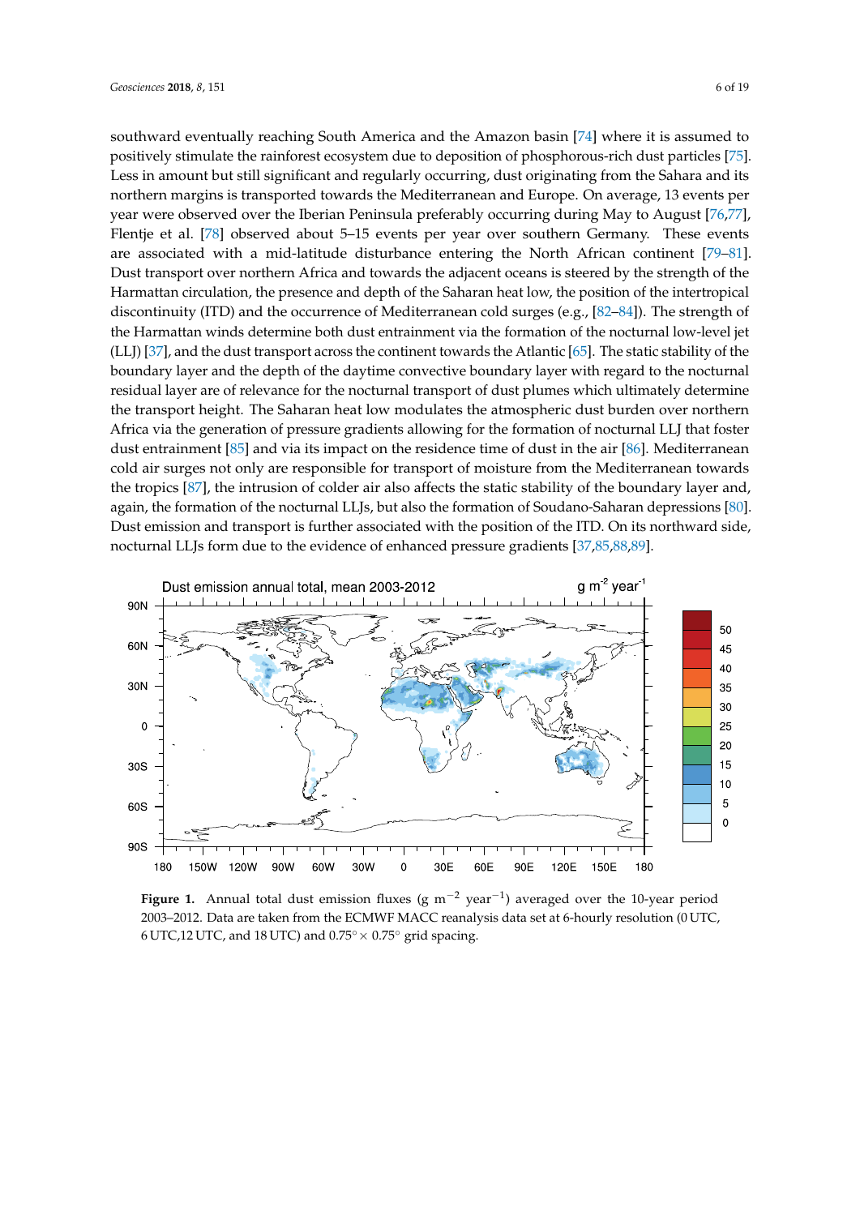southward eventually reaching South America and the Amazon basin [74] where it is assumed to positively stimulate the rainforest ecosystem due to deposition of phosphorous-rich dust particles [75]. Less in amount but still significant and regularly occurring, dust originating from the Sahara and its northern margins is transported towards the Mediterranean and Europe. On average, 13 events per year were observed over the Iberian Peninsula preferably occurring during May to August [76,77], Flentje et al. [78] observed about 5–15 events per year over southern Germany. These events are associated with a mid-latitude disturbance entering the North African continent [79–81]. Dust transport over northern Africa and towards the adjacent oceans is steered by the strength of the Harmattan circulation, the presence and depth of the Saharan heat low, the position of the intertropical discontinuity (ITD) and the occurrence of Mediterranean cold surges (e.g., [82–84]). The strength of the Harmattan winds determine both dust entrainment via the formation of the nocturnal low-level jet (LLJ) [37], and the dust transport across the continent towards the Atlantic [65]. The static stability of the boundary layer and the depth of the daytime convective boundary layer with regard to the nocturnal residual layer are of relevance for the nocturnal transport of dust plumes which ultimately determine the transport height. The Saharan heat low modulates the atmospheric dust burden over northern Africa via the generation of pressure gradients allowing for the formation of nocturnal LLJ that foster dust entrainment [85] and via its impact on the residence time of dust in the air [86]. Mediterranean cold air surges not only are responsible for transport of moisture from the Mediterranean towards the tropics [87], the intrusion of colder air also affects the static stability of the boundary layer and, again, the formation of the nocturnal LLJs, but also the formation of Soudano-Saharan depressions [80]. Dust emission and transport is further associated with the position of the ITD. On its northward side, nocturnal LLJs form due to the evidence of enhanced pressure gradients [37,85,88,89].

**Figure 1.** Annual total dust emission fluxes (g $m^{-2}$ $year^{-1}$) averaged over the 10-year period 2003–2012. Data are taken from the ECMWF MACC reanalysis data set at 6-hourly resolution (0 UTC, 6 UTC,12 UTC, and 18 UTC) and $0.75^{\circ} \times 0.75^{\circ}$ grid spacing.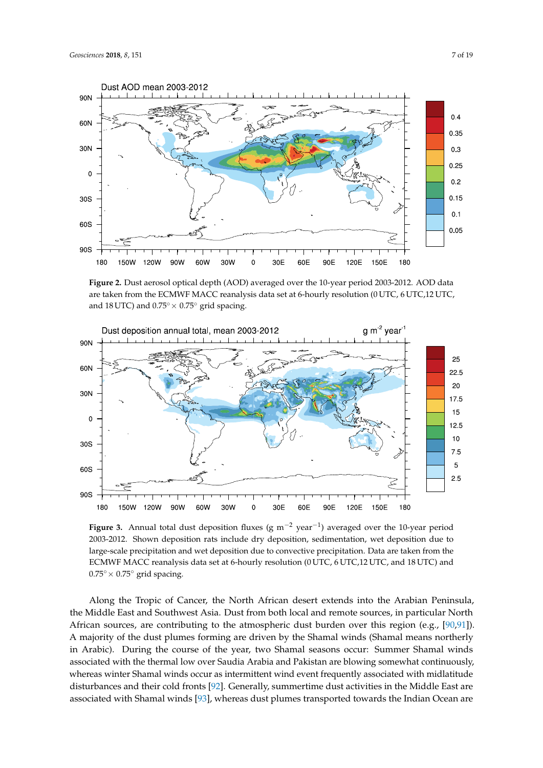**Figure 2.** Dust aerosol optical depth (AOD) averaged over the 10-year period 2003-2012. AOD data are taken from the ECMWF MACC reanalysis data set at 6-hourly resolution (0 UTC, 6 UTC,12 UTC, and 18 UTC) and $0.75° \times 0.75°$ grid spacing.

**Figure 3.** Annual total dust deposition fluxes (g $m^{-2}$ $year^{-1}$) averaged over the 10-year period 2003-2012. Shown deposition rats include dry deposition, sedimentation, wet deposition due to large-scale precipitation and wet deposition due to convective precipitation. Data are taken from the ECMWF MACC reanalysis data set at 6-hourly resolution (0 UTC, 6 UTC,12 UTC, and 18 UTC) and $0.75° \times 0.75°$ grid spacing.

Along the Tropic of Cancer, the North African desert extends into the Arabian Peninsula, the Middle East and Southwest Asia. Dust from both local and remote sources, in particular North African sources, are contributing to the atmospheric dust burden over this region (e.g., [90,91]). A majority of the dust plumes forming are driven by the Shamal winds (Shamal means northerly in Arabic). During the course of the year, two Shamal seasons occur: Summer Shamal winds associated with the thermal low over Saudia Arabia and Pakistan are blowing somewhat continuously, whereas winter Shamal winds occur as intermittent wind event frequently associated with midlatitude disturbances and their cold fronts [92]. Generally, summertime dust activities in the Middle East are associated with Shamal winds [93], whereas dust plumes transported towards the Indian Ocean are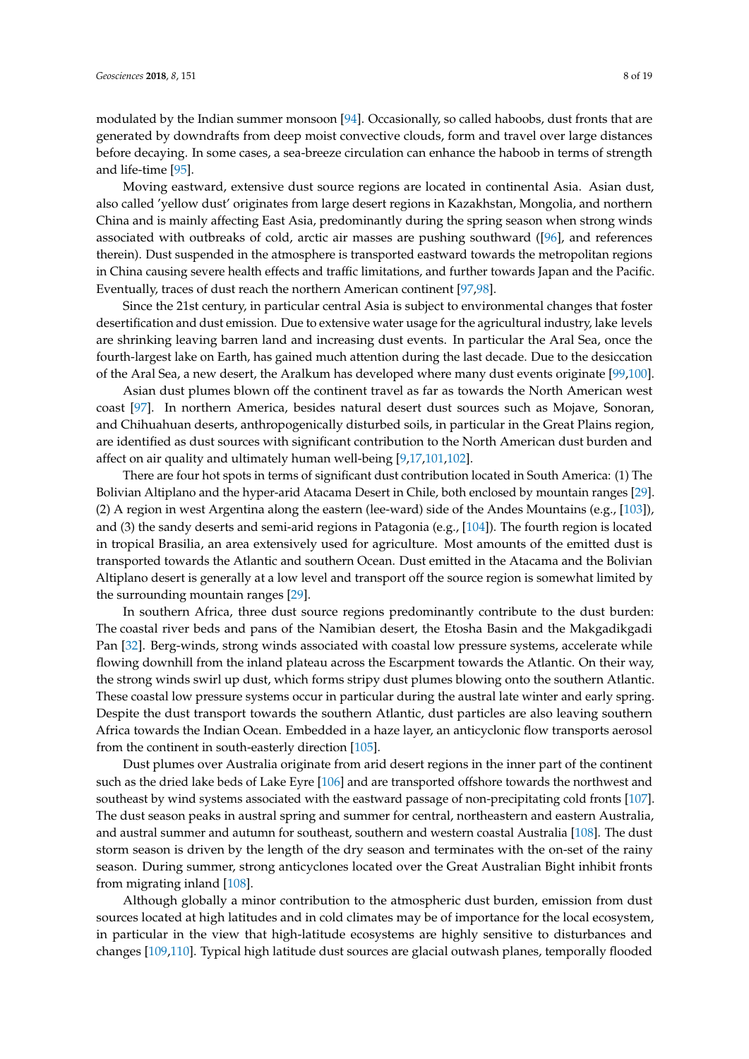modulated by the Indian summer monsoon [94]. Occasionally, so called haboobs, dust fronts that are generated by downdrafts from deep moist convective clouds, form and travel over large distances before decaying. In some cases, a sea-breeze circulation can enhance the haboob in terms of strength and life-time [95].

Moving eastward, extensive dust source regions are located in continental Asia. Asian dust, also called 'yellow dust' originates from large desert regions in Kazakhstan, Mongolia, and northern China and is mainly affecting East Asia, predominantly during the spring season when strong winds associated with outbreaks of cold, arctic air masses are pushing southward ([96], and references therein). Dust suspended in the atmosphere is transported eastward towards the metropolitan regions in China causing severe health effects and traffic limitations, and further towards Japan and the Pacific. Eventually, traces of dust reach the northern American continent [97,98].

Since the 21st century, in particular central Asia is subject to environmental changes that foster desertification and dust emission. Due to extensive water usage for the agricultural industry, lake levels are shrinking leaving barren land and increasing dust events. In particular the Aral Sea, once the fourth-largest lake on Earth, has gained much attention during the last decade. Due to the desiccation of the Aral Sea, a new desert, the Aralkum has developed where many dust events originate [99,100].

Asian dust plumes blown off the continent travel as far as towards the North American west coast [97]. In northern America, besides natural desert dust sources such as Mojave, Sonoran, and Chihuahuan deserts, anthropogenically disturbed soils, in particular in the Great Plains region, are identified as dust sources with significant contribution to the North American dust burden and affect on air quality and ultimately human well-being [9,17,101,102].

There are four hot spots in terms of significant dust contribution located in South America: (1) The Bolivian Altiplano and the hyper-arid Atacama Desert in Chile, both enclosed by mountain ranges [29]. (2) A region in west Argentina along the eastern (lee-ward) side of the Andes Mountains (e.g., [103]), and (3) the sandy deserts and semi-arid regions in Patagonia (e.g., [104]). The fourth region is located in tropical Brasilia, an area extensively used for agriculture. Most amounts of the emitted dust is transported towards the Atlantic and southern Ocean. Dust emitted in the Atacama and the Bolivian Altiplano desert is generally at a low level and transport off the source region is somewhat limited by the surrounding mountain ranges [29].

In southern Africa, three dust source regions predominantly contribute to the dust burden: The coastal river beds and pans of the Namibian desert, the Etosha Basin and the Makgadikgadi Pan [32]. Berg-winds, strong winds associated with coastal low pressure systems, accelerate while flowing downhill from the inland plateau across the Escarpment towards the Atlantic. On their way, the strong winds swirl up dust, which forms stripy dust plumes blowing onto the southern Atlantic. These coastal low pressure systems occur in particular during the austral late winter and early spring. Despite the dust transport towards the southern Atlantic, dust particles are also leaving southern Africa towards the Indian Ocean. Embedded in a haze layer, an anticyclonic flow transports aerosol from the continent in south-easterly direction [105].

Dust plumes over Australia originate from arid desert regions in the inner part of the continent such as the dried lake beds of Lake Eyre [106] and are transported offshore towards the northwest and southeast by wind systems associated with the eastward passage of non-precipitating cold fronts [107]. The dust season peaks in austral spring and summer for central, northeastern and eastern Australia, and austral summer and autumn for southeast, southern and western coastal Australia [108]. The dust storm season is driven by the length of the dry season and terminates with the on-set of the rainy season. During summer, strong anticyclones located over the Great Australian Bight inhibit fronts from migrating inland [108].

Although globally a minor contribution to the atmospheric dust burden, emission from dust sources located at high latitudes and in cold climates may be of importance for the local ecosystem, in particular in the view that high-latitude ecosystems are highly sensitive to disturbances and changes [109,110]. Typical high latitude dust sources are glacial outwash planes, temporally flooded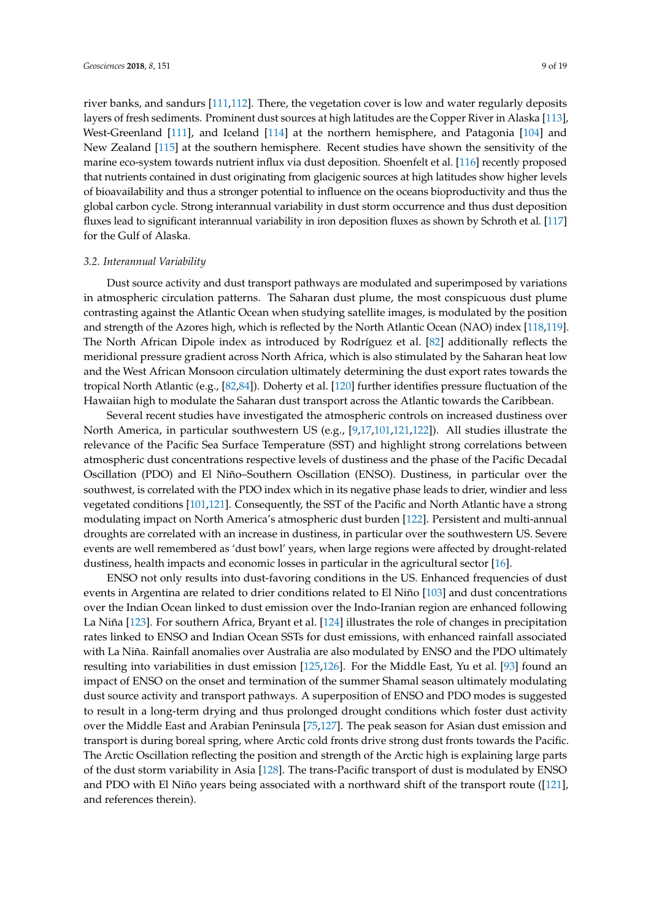river banks, and sandurs [111,112]. There, the vegetation cover is low and water regularly deposits layers of fresh sediments. Prominent dust sources at high latitudes are the Copper River in Alaska [113], West-Greenland [111], and Iceland [114] at the northern hemisphere, and Patagonia [104] and New Zealand [115] at the southern hemisphere. Recent studies have shown the sensitivity of the marine eco-system towards nutrient influx via dust deposition. Shoenfelt et al. [116] recently proposed that nutrients contained in dust originating from glacigenic sources at high latitudes show higher levels of bioavailability and thus a stronger potential to influence on the oceans bioproductivity and thus the global carbon cycle. Strong interannual variability in dust storm occurrence and thus dust deposition fluxes lead to significant interannual variability in iron deposition fluxes as shown by Schroth et al. [117] for the Gulf of Alaska.

### *3.2. Interannual Variability*

Dust source activity and dust transport pathways are modulated and superimposed by variations in atmospheric circulation patterns. The Saharan dust plume, the most conspicuous dust plume contrasting against the Atlantic Ocean when studying satellite images, is modulated by the position and strength of the Azores high, which is reflected by the North Atlantic Ocean (NAO) index [118,119]. The North African Dipole index as introduced by Rodríguez et al. [82] additionally reflects the meridional pressure gradient across North Africa, which is also stimulated by the Saharan heat low and the West African Monsoon circulation ultimately determining the dust export rates towards the tropical North Atlantic (e.g., [82,84]). Doherty et al. [120] further identifies pressure fluctuation of the Hawaiian high to modulate the Saharan dust transport across the Atlantic towards the Caribbean.

Several recent studies have investigated the atmospheric controls on increased dustiness over North America, in particular southwestern US (e.g., [9,17,101,121,122]). All studies illustrate the relevance of the Pacific Sea Surface Temperature (SST) and highlight strong correlations between atmospheric dust concentrations respective levels of dustiness and the phase of the Pacific Decadal Oscillation (PDO) and El Niño–Southern Oscillation (ENSO). Dustiness, in particular over the southwest, is correlated with the PDO index which in its negative phase leads to drier, windier and less vegetated conditions [101,121]. Consequently, the SST of the Pacific and North Atlantic have a strong modulating impact on North America's atmospheric dust burden [122]. Persistent and multi-annual droughts are correlated with an increase in dustiness, in particular over the southwestern US. Severe events are well remembered as 'dust bowl' years, when large regions were affected by drought-related dustiness, health impacts and economic losses in particular in the agricultural sector [16].

ENSO not only results into dust-favoring conditions in the US. Enhanced frequencies of dust events in Argentina are related to drier conditions related to El Niño [103] and dust concentrations over the Indian Ocean linked to dust emission over the Indo-Iranian region are enhanced following La Niña [123]. For southern Africa, Bryant et al. [124] illustrates the role of changes in precipitation rates linked to ENSO and Indian Ocean SSTs for dust emissions, with enhanced rainfall associated with La Niña. Rainfall anomalies over Australia are also modulated by ENSO and the PDO ultimately resulting into variabilities in dust emission [125,126]. For the Middle East, Yu et al. [93] found an impact of ENSO on the onset and termination of the summer Shamal season ultimately modulating dust source activity and transport pathways. A superposition of ENSO and PDO modes is suggested to result in a long-term drying and thus prolonged drought conditions which foster dust activity over the Middle East and Arabian Peninsula [75,127]. The peak season for Asian dust emission and transport is during boreal spring, where Arctic cold fronts drive strong dust fronts towards the Pacific. The Arctic Oscillation reflecting the position and strength of the Arctic high is explaining large parts of the dust storm variability in Asia [128]. The trans-Pacific transport of dust is modulated by ENSO and PDO with El Niño years being associated with a northward shift of the transport route ([121], and references therein).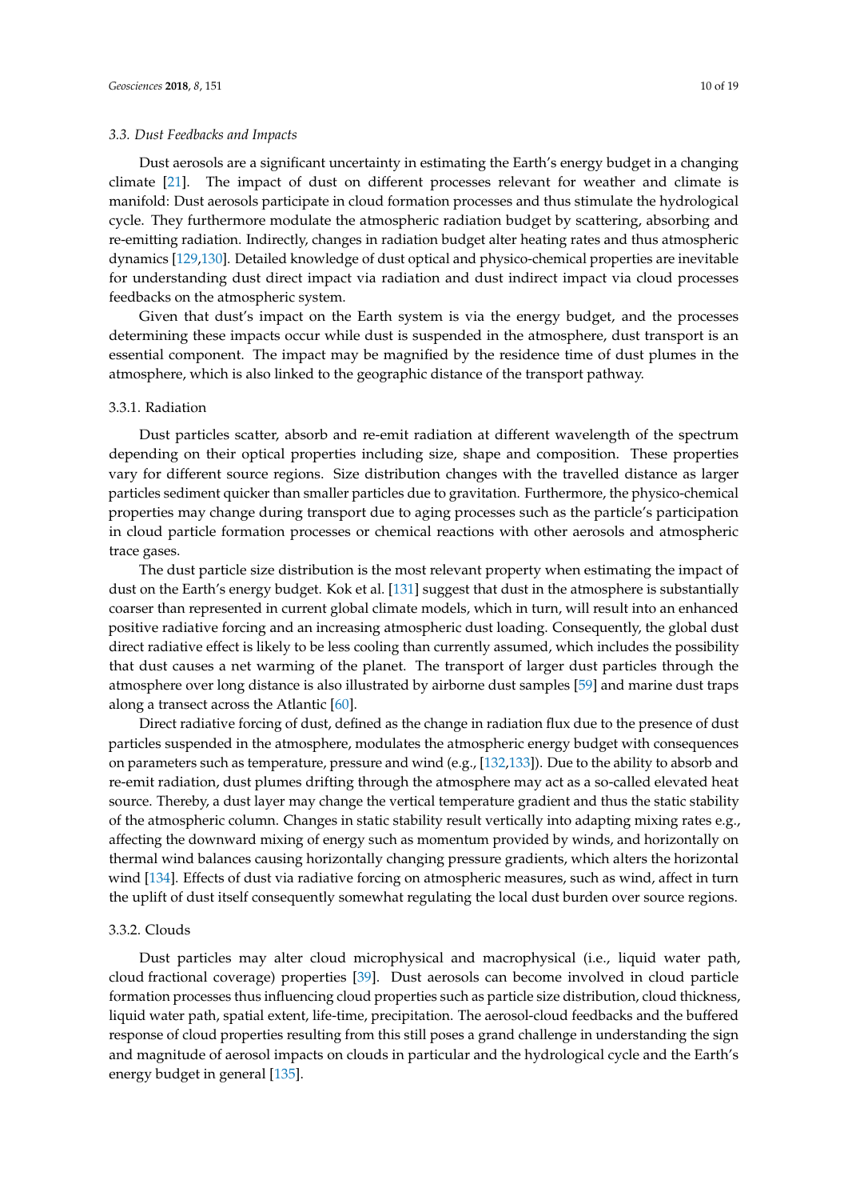### 3.3. Dust Feedbacks and Impacts

Dust aerosols are a significant uncertainty in estimating the Earth's energy budget in a changing climate [21]. The impact of dust on different processes relevant for weather and climate is manifold: Dust aerosols participate in cloud formation processes and thus stimulate the hydrological cycle. They furthermore modulate the atmospheric radiation budget by scattering, absorbing and re-emitting radiation. Indirectly, changes in radiation budget alter heating rates and thus atmospheric dynamics [129,130]. Detailed knowledge of dust optical and physico-chemical properties are inevitable for understanding dust direct impact via radiation and dust indirect impact via cloud processes feedbacks on the atmospheric system.

Given that dust's impact on the Earth system is via the energy budget, and the processes determining these impacts occur while dust is suspended in the atmosphere, dust transport is an essential component. The impact may be magnified by the residence time of dust plumes in the atmosphere, which is also linked to the geographic distance of the transport pathway.

#### 3.3.1. Radiation

Dust particles scatter, absorb and re-emit radiation at different wavelength of the spectrum depending on their optical properties including size, shape and composition. These properties vary for different source regions. Size distribution changes with the travelled distance as larger particles sediment quicker than smaller particles due to gravitation. Furthermore, the physico-chemical properties may change during transport due to aging processes such as the particle's participation in cloud particle formation processes or chemical reactions with other aerosols and atmospheric trace gases.

The dust particle size distribution is the most relevant property when estimating the impact of dust on the Earth's energy budget. Kok et al. [131] suggest that dust in the atmosphere is substantially coarser than represented in current global climate models, which in turn, will result into an enhanced positive radiative forcing and an increasing atmospheric dust loading. Consequently, the global dust direct radiative effect is likely to be less cooling than currently assumed, which includes the possibility that dust causes a net warming of the planet. The transport of larger dust particles through the atmosphere over long distance is also illustrated by airborne dust samples [59] and marine dust traps along a transect across the Atlantic [60].

Direct radiative forcing of dust, defined as the change in radiation flux due to the presence of dust particles suspended in the atmosphere, modulates the atmospheric energy budget with consequences on parameters such as temperature, pressure and wind (e.g., [132,133]). Due to the ability to absorb and re-emit radiation, dust plumes drifting through the atmosphere may act as a so-called elevated heat source. Thereby, a dust layer may change the vertical temperature gradient and thus the static stability of the atmospheric column. Changes in static stability result vertically into adapting mixing rates e.g., affecting the downward mixing of energy such as momentum provided by winds, and horizontally on thermal wind balances causing horizontally changing pressure gradients, which alters the horizontal wind [134]. Effects of dust via radiative forcing on atmospheric measures, such as wind, affect in turn the uplift of dust itself consequently somewhat regulating the local dust burden over source regions.

#### 3.3.2. Clouds

Dust particles may alter cloud microphysical and macrophysical (i.e., liquid water path, cloud fractional coverage) properties [39]. Dust aerosols can become involved in cloud particle formation processes thus influencing cloud properties such as particle size distribution, cloud thickness, liquid water path, spatial extent, life-time, precipitation. The aerosol-cloud feedbacks and the buffered response of cloud properties resulting from this still poses a grand challenge in understanding the sign and magnitude of aerosol impacts on clouds in particular and the hydrological cycle and the Earth's energy budget in general [135].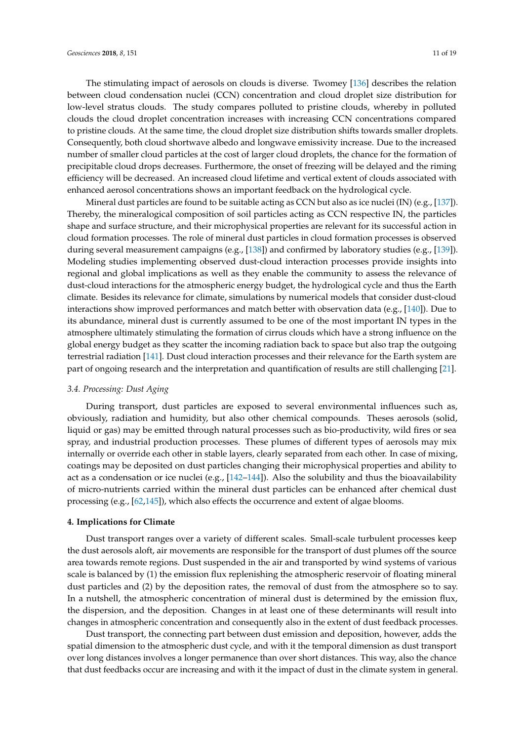The stimulating impact of aerosols on clouds is diverse. Twomey [136] describes the relation between cloud condensation nuclei (CCN) concentration and cloud droplet size distribution for low-level stratus clouds. The study compares polluted to pristine clouds, whereby in polluted clouds the cloud droplet concentration increases with increasing CCN concentrations compared to pristine clouds. At the same time, the cloud droplet size distribution shifts towards smaller droplets. Consequently, both cloud shortwave albedo and longwave emissivity increase. Due to the increased number of smaller cloud particles at the cost of larger cloud droplets, the chance for the formation of precipitable cloud drops decreases. Furthermore, the onset of freezing will be delayed and the riming efficiency will be decreased. An increased cloud lifetime and vertical extent of clouds associated with enhanced aerosol concentrations shows an important feedback on the hydrological cycle.

Mineral dust particles are found to be suitable acting as CCN but also as ice nuclei (IN) (e.g., [137]). Thereby, the mineralogical composition of soil particles acting as CCN respective IN, the particles shape and surface structure, and their microphysical properties are relevant for its successful action in cloud formation processes. The role of mineral dust particles in cloud formation processes is observed during several measurement campaigns (e.g., [138]) and confirmed by laboratory studies (e.g., [139]). Modeling studies implementing observed dust-cloud interaction processes provide insights into regional and global implications as well as they enable the community to assess the relevance of dust-cloud interactions for the atmospheric energy budget, the hydrological cycle and thus the Earth climate. Besides its relevance for climate, simulations by numerical models that consider dust-cloud interactions show improved performances and match better with observation data (e.g., [140]). Due to its abundance, mineral dust is currently assumed to be one of the most important IN types in the atmosphere ultimately stimulating the formation of cirrus clouds which have a strong influence on the global energy budget as they scatter the incoming radiation back to space but also trap the outgoing terrestrial radiation [141]. Dust cloud interaction processes and their relevance for the Earth system are part of ongoing research and the interpretation and quantification of results are still challenging [21].

### *3.4. Processing: Dust Aging*

During transport, dust particles are exposed to several environmental influences such as, obviously, radiation and humidity, but also other chemical compounds. Theses aerosols (solid, liquid or gas) may be emitted through natural processes such as bio-productivity, wild fires or sea spray, and industrial production processes. These plumes of different types of aerosols may mix internally or override each other in stable layers, clearly separated from each other. In case of mixing, coatings may be deposited on dust particles changing their microphysical properties and ability to act as a condensation or ice nuclei (e.g., [142–144]). Also the solubility and thus the bioavailability of micro-nutrients carried within the mineral dust particles can be enhanced after chemical dust processing (e.g., [62,145]), which also effects the occurrence and extent of algae blooms.

## **4. Implications for Climate**

Dust transport ranges over a variety of different scales. Small-scale turbulent processes keep the dust aerosols aloft, air movements are responsible for the transport of dust plumes off the source area towards remote regions. Dust suspended in the air and transported by wind systems of various scale is balanced by (1) the emission flux replenishing the atmospheric reservoir of floating mineral dust particles and (2) by the deposition rates, the removal of dust from the atmosphere so to say. In a nutshell, the atmospheric concentration of mineral dust is determined by the emission flux, the dispersion, and the deposition. Changes in at least one of these determinants will result into changes in atmospheric concentration and consequently also in the extent of dust feedback processes.

Dust transport, the connecting part between dust emission and deposition, however, adds the spatial dimension to the atmospheric dust cycle, and with it the temporal dimension as dust transport over long distances involves a longer permanence than over short distances. This way, also the chance that dust feedbacks occur are increasing and with it the impact of dust in the climate system in general.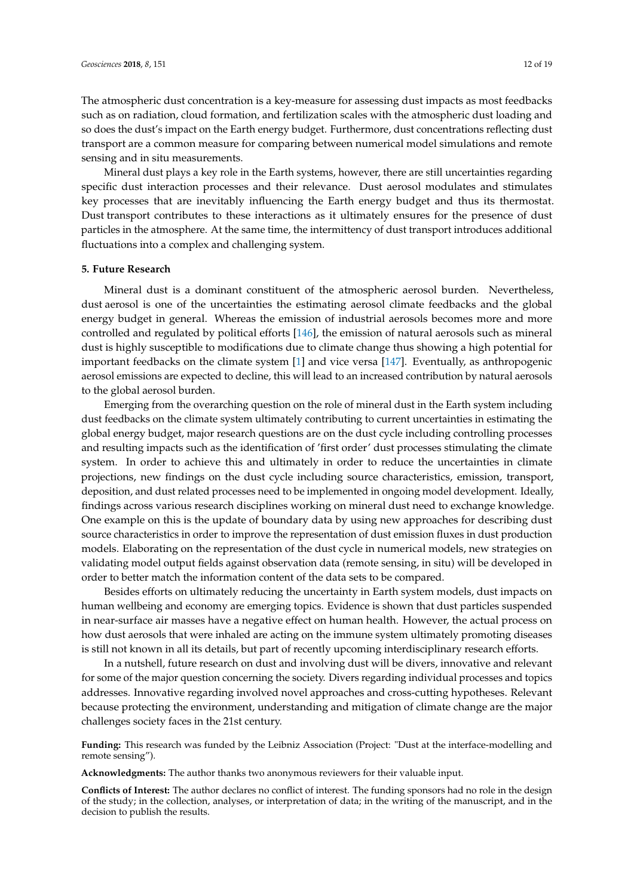The atmospheric dust concentration is a key-measure for assessing dust impacts as most feedbacks such as on radiation, cloud formation, and fertilization scales with the atmospheric dust loading and so does the dust's impact on the Earth energy budget. Furthermore, dust concentrations reflecting dust transport are a common measure for comparing between numerical model simulations and remote sensing and in situ measurements.

Mineral dust plays a key role in the Earth systems, however, there are still uncertainties regarding specific dust interaction processes and their relevance. Dust aerosol modulates and stimulates key processes that are inevitably influencing the Earth energy budget and thus its thermostat. Dust transport contributes to these interactions as it ultimately ensures for the presence of dust particles in the atmosphere. At the same time, the intermittency of dust transport introduces additional fluctuations into a complex and challenging system.

## 5. Future Research

Mineral dust is a dominant constituent of the atmospheric aerosol burden. Nevertheless, dust aerosol is one of the uncertainties the estimating aerosol climate feedbacks and the global energy budget in general. Whereas the emission of industrial aerosols becomes more and more controlled and regulated by political efforts [146], the emission of natural aerosols such as mineral dust is highly susceptible to modifications due to climate change thus showing a high potential for important feedbacks on the climate system [1] and vice versa [147]. Eventually, as anthropogenic aerosol emissions are expected to decline, this will lead to an increased contribution by natural aerosols to the global aerosol burden.

Emerging from the overarching question on the role of mineral dust in the Earth system including dust feedbacks on the climate system ultimately contributing to current uncertainties in estimating the global energy budget, major research questions are on the dust cycle including controlling processes and resulting impacts such as the identification of 'first order' dust processes stimulating the climate system. In order to achieve this and ultimately in order to reduce the uncertainties in climate projections, new findings on the dust cycle including source characteristics, emission, transport, deposition, and dust related processes need to be implemented in ongoing model development. Ideally, findings across various research disciplines working on mineral dust need to exchange knowledge. One example on this is the update of boundary data by using new approaches for describing dust source characteristics in order to improve the representation of dust emission fluxes in dust production models. Elaborating on the representation of the dust cycle in numerical models, new strategies on validating model output fields against observation data (remote sensing, in situ) will be developed in order to better match the information content of the data sets to be compared.

Besides efforts on ultimately reducing the uncertainty in Earth system models, dust impacts on human wellbeing and economy are emerging topics. Evidence is shown that dust particles suspended in near-surface air masses have a negative effect on human health. However, the actual process on how dust aerosols that were inhaled are acting on the immune system ultimately promoting diseases is still not known in all its details, but part of recently upcoming interdisciplinary research efforts.

In a nutshell, future research on dust and involving dust will be divers, innovative and relevant for some of the major question concerning the society. Divers regarding individual processes and topics addresses. Innovative regarding involved novel approaches and cross-cutting hypotheses. Relevant because protecting the environment, understanding and mitigation of climate change are the major challenges society faces in the 21st century.

**Funding:** This research was funded by the Leibniz Association (Project: "Dust at the interface-modelling and remote sensing").

**Acknowledgments:** The author thanks two anonymous reviewers for their valuable input.

**Conflicts of Interest:** The author declares no conflict of interest. The funding sponsors had no role in the design of the study; in the collection, analyses, or interpretation of data; in the writing of the manuscript, and in the decision to publish the results.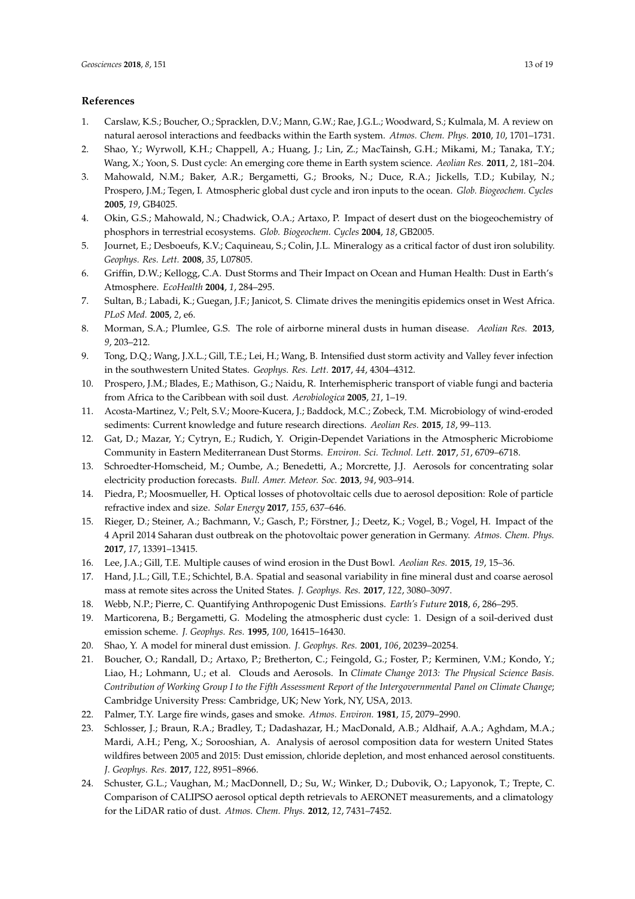## References

1. Carslaw, K.S.; Boucher, O.; Spracklen, D.V.; Mann, G.W.; Rae, J.G.L.; Woodward, S.; Kulmala, M. A review on natural aerosol interactions and feedbacks within the Earth system. *Atmos. Chem. Phys.* **2010**, *10*, 1701–1731.
2. Shao, Y.; Wyrwoll, K.H.; Chappell, A.; Huang, J.; Lin, Z.; MacTainsh, G.H.; Mikami, M.; Tanaka, T.Y.; Wang, X.; Yoon, S. Dust cycle: An emerging core theme in Earth system science. *Aeolian Res.* **2011**, *2*, 181–204.
3. Mahowald, N.M.; Baker, A.R.; Bergametti, G.; Brooks, N.; Duce, R.A.; Jickells, T.D.; Kubilay, N.; Prospero, J.M.; Tegen, I. Atmospheric global dust cycle and iron inputs to the ocean. *Glob. Biogeochem. Cycles* **2005**, *19*, GB4025.
4. Okin, G.S.; Mahowald, N.; Chadwick, O.A.; Artaxo, P. Impact of desert dust on the biogeochemistry of phosphors in terrestrial ecosystems. *Glob. Biogeochem. Cycles* **2004**, *18*, GB2005.
5. Journet, E.; Desboeufs, K.V.; Caquineau, S.; Colin, J.L. Mineralogy as a critical factor of dust iron solubility. *Geophys. Res. Lett.* **2008**, *35*, L07805.
6. Griffin, D.W.; Kellogg, C.A. Dust Storms and Their Impact on Ocean and Human Health: Dust in Earth's Atmosphere. *EcoHealth* **2004**, *1*, 284–295.
7. Sultan, B.; Labadi, K.; Guegan, J.F.; Janicot, S. Climate drives the meningitis epidemics onset in West Africa. *PLoS Med.* **2005**, *2*, e6.
8. Morman, S.A.; Plumlee, G.S. The role of airborne mineral dusts in human disease. *Aeolian Res.* **2013**, *9*, 203–212.
9. Tong, D.Q.; Wang, J.X.L.; Gill, T.E.; Lei, H.; Wang, B. Intensified dust storm activity and Valley fever infection in the southwestern United States. *Geophys. Res. Lett.* **2017**, *44*, 4304–4312.
10. Prospero, J.M.; Blades, E.; Mathison, G.; Naidu, R. Interhemispheric transport of viable fungi and bacteria from Africa to the Caribbean with soil dust. *Aerobiologica* **2005**, *21*, 1–19.
11. Acosta-Martinez, V.; Pelt, S.V.; Moore-Kucera, J.; Baddock, M.C.; Zobeck, T.M. Microbiology of wind-eroded sediments: Current knowledge and future research directions. *Aeolian Res.* **2015**, *18*, 99–113.
12. Gat, D.; Mazar, Y.; Cytryn, E.; Rudich, Y. Origin-Dependet Variations in the Atmospheric Microbiome Community in Eastern Mediterranean Dust Storms. *Environ. Sci. Technol. Lett.* **2017**, *51*, 6709–6718.
13. Schroedter-Homscheid, M.; Oumbe, A.; Benedetti, A.; Morcrette, J.J. Aerosols for concentrating solar electricity production forecasts. *Bull. Amer. Meteor. Soc.* **2013**, *94*, 903–914.
14. Piedra, P.; Moosmueller, H. Optical losses of photovoltaic cells due to aerosol deposition: Role of particle refractive index and size. *Solar Energy* **2017**, *155*, 637–646.
15. Rieger, D.; Steiner, A.; Bachmann, V.; Gasch, P.; Förstner, J.; Deetz, K.; Vogel, B.; Vogel, H. Impact of the 4 April 2014 Saharan dust outbreak on the photovoltaic power generation in Germany. *Atmos. Chem. Phys.* **2017**, *17*, 13391–13415.
16. Lee, J.A.; Gill, T.E. Multiple causes of wind erosion in the Dust Bowl. *Aeolian Res.* **2015**, *19*, 15–36.
17. Hand, J.L.; Gill, T.E.; Schichtel, B.A. Spatial and seasonal variability in fine mineral dust and coarse aerosol mass at remote sites across the United States. *J. Geophys. Res.* **2017**, *122*, 3080–3097.
18. Webb, N.P.; Pierre, C. Quantifying Anthropogenic Dust Emissions. *Earth's Future* **2018**, *6*, 286–295.
19. Marticorena, B.; Bergametti, G. Modeling the atmospheric dust cycle: 1. Design of a soil-derived dust emission scheme. *J. Geophys. Res.* **1995**, *100*, 16415–16430.
20. Shao, Y. A model for mineral dust emission. *J. Geophys. Res.* **2001**, *106*, 20239–20254.
21. Boucher, O.; Randall, D.; Artaxo, P.; Bretherton, C.; Feingold, G.; Foster, P.; Kerminen, V.M.; Kondo, Y.; Liao, H.; Lohmann, U.; et al. Clouds and Aerosols. In *Climate Change 2013: The Physical Science Basis. Contribution of Working Group I to the Fifth Assessment Report of the Intergovernmental Panel on Climate Change*; Cambridge University Press: Cambridge, UK; New York, NY, USA, 2013.
22. Palmer, T.Y. Large fire winds, gases and smoke. *Atmos. Environ.* **1981**, *15*, 2079–2990.
23. Schlosser, J.; Braun, R.A.; Bradley, T.; Dadashazar, H.; MacDonald, A.B.; Aldhaif, A.A.; Aghdam, M.A.; Mardi, A.H.; Peng, X.; Sorooshian, A. Analysis of aerosol composition data for western United States wildfires between 2005 and 2015: Dust emission, chloride depletion, and most enhanced aerosol constituents. *J. Geophys. Res.* **2017**, *122*, 8951–8966.
24. Schuster, G.L.; Vaughan, M.; MacDonnell, D.; Su, W.; Winker, D.; Dubovik, O.; Lapyonok, T.; Trepte, C. Comparison of CALIPSO aerosol optical depth retrievals to AERONET measurements, and a climatology for the LiDAR ratio of dust. *Atmos. Chem. Phys.* **2012**, *12*, 7431–7452.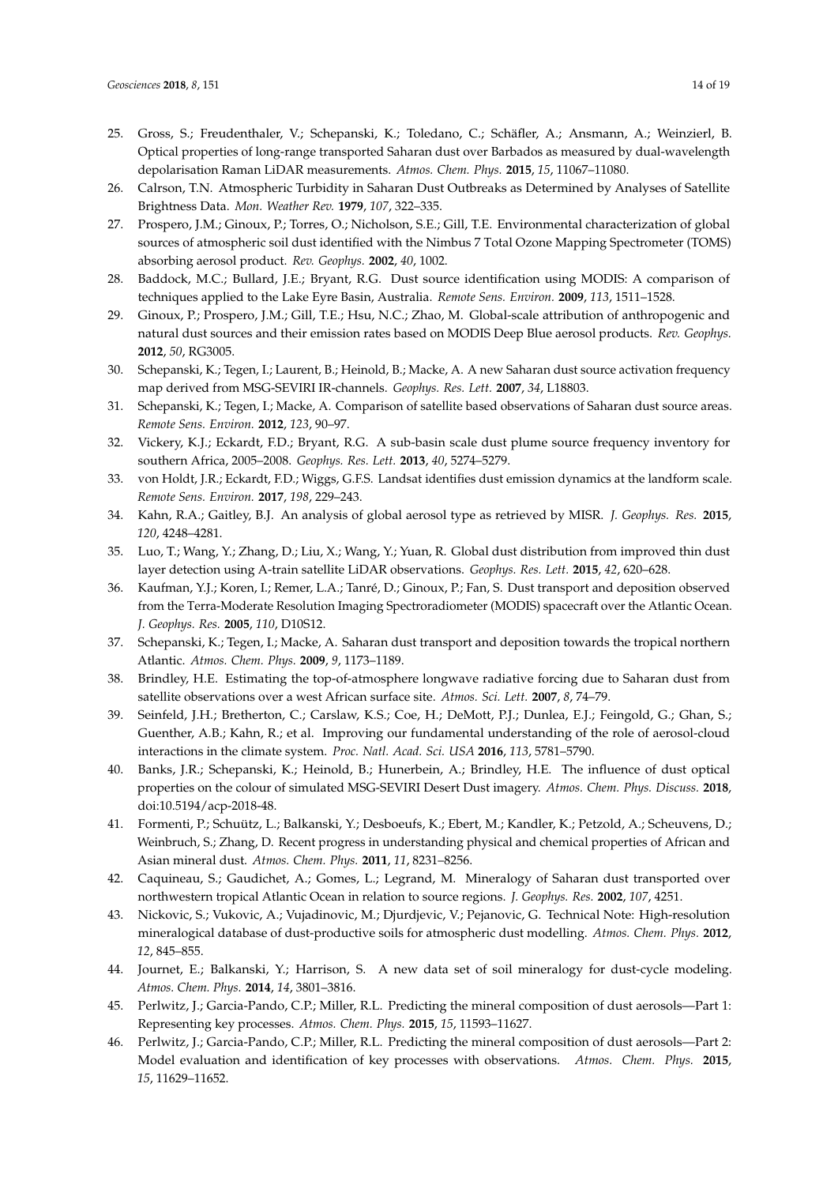25. Gross, S.; Freudenthaler, V.; Schepanski, K.; Toledano, C.; Schäfler, A.; Ansmann, A.; Weinzierl, B. Optical properties of long-range transported Saharan dust over Barbados as measured by dual-wavelength depolarisation Raman LiDAR measurements. *Atmos. Chem. Phys.* **2015**, *15*, 11067–11080.
26. Calrson, T.N. Atmospheric Turbidity in Saharan Dust Outbreaks as Determined by Analyses of Satellite Brightness Data. *Mon. Weather Rev.* **1979**, *107*, 322–335.
27. Prospero, J.M.; Ginoux, P.; Torres, O.; Nicholson, S.E.; Gill, T.E. Environmental characterization of global sources of atmospheric soil dust identified with the Nimbus 7 Total Ozone Mapping Spectrometer (TOMS) absorbing aerosol product. *Rev. Geophys.* **2002**, *40*, 1002.
28. Baddock, M.C.; Bullard, J.E.; Bryant, R.G. Dust source identification using MODIS: A comparison of techniques applied to the Lake Eyre Basin, Australia. *Remote Sens. Environ.* **2009**, *113*, 1511–1528.
29. Ginoux, P.; Prospero, J.M.; Gill, T.E.; Hsu, N.C.; Zhao, M. Global-scale attribution of anthropogenic and natural dust sources and their emission rates based on MODIS Deep Blue aerosol products. *Rev. Geophys.* **2012**, *50*, RG3005.
30. Schepanski, K.; Tegen, I.; Laurent, B.; Heinold, B.; Macke, A. A new Saharan dust source activation frequency map derived from MSG-SEVIRI IR-channels. *Geophys. Res. Lett.* **2007**, *34*, L18803.
31. Schepanski, K.; Tegen, I.; Macke, A. Comparison of satellite based observations of Saharan dust source areas. *Remote Sens. Environ.* **2012**, *123*, 90–97.
32. Vickery, K.J.; Eckardt, F.D.; Bryant, R.G. A sub-basin scale dust plume source frequency inventory for southern Africa, 2005–2008. *Geophys. Res. Lett.* **2013**, *40*, 5274–5279.
33. von Holdt, J.R.; Eckardt, F.D.; Wiggs, G.F.S. Landsat identifies dust emission dynamics at the landform scale. *Remote Sens. Environ.* **2017**, *198*, 229–243.
34. Kahn, R.A.; Gaitley, B.J. An analysis of global aerosol type as retrieved by MISR. *J. Geophys. Res.* **2015**, *120*, 4248–4281.
35. Luo, T.; Wang, Y.; Zhang, D.; Liu, X.; Wang, Y.; Yuan, R. Global dust distribution from improved thin dust layer detection using A-train satellite LiDAR observations. *Geophys. Res. Lett.* **2015**, *42*, 620–628.
36. Kaufman, Y.J.; Koren, I.; Remer, L.A.; Tanré, D.; Ginoux, P.; Fan, S. Dust transport and deposition observed from the Terra-Moderate Resolution Imaging Spectroradiometer (MODIS) spacecraft over the Atlantic Ocean. *J. Geophys. Res.* **2005**, *110*, D10S12.
37. Schepanski, K.; Tegen, I.; Macke, A. Saharan dust transport and deposition towards the tropical northern Atlantic. *Atmos. Chem. Phys.* **2009**, *9*, 1173–1189.
38. Brindley, H.E. Estimating the top-of-atmosphere longwave radiative forcing due to Saharan dust from satellite observations over a west African surface site. *Atmos. Sci. Lett.* **2007**, *8*, 74–79.
39. Seinfeld, J.H.; Bretherton, C.; Carslaw, K.S.; Coe, H.; DeMott, P.J.; Dunlea, E.J.; Feingold, G.; Ghan, S.; Guenther, A.B.; Kahn, R.; et al. Improving our fundamental understanding of the role of aerosol-cloud interactions in the climate system. *Proc. Natl. Acad. Sci. USA* **2016**, *113*, 5781–5790.
40. Banks, J.R.; Schepanski, K.; Heinold, B.; Hunerbein, A.; Brindley, H.E. The influence of dust optical properties on the colour of simulated MSG-SEVIRI Desert Dust imagery. *Atmos. Chem. Phys. Discuss.* **2018**, doi:10.5194/acp-2018-48.
41. Formenti, P.; Schuütz, L.; Balkanski, Y.; Desboeufs, K.; Ebert, M.; Kandler, K.; Petzold, A.; Scheuvens, D.; Weinbruch, S.; Zhang, D. Recent progress in understanding physical and chemical properties of African and Asian mineral dust. *Atmos. Chem. Phys.* **2011**, *11*, 8231–8256.
42. Caquineau, S.; Gaudichet, A.; Gomes, L.; Legrand, M. Mineralogy of Saharan dust transported over northwestern tropical Atlantic Ocean in relation to source regions. *J. Geophys. Res.* **2002**, *107*, 4251.
43. Nickovic, S.; Vukovic, A.; Vujadinovic, M.; Djurdjevic, V.; Pejanovic, G. Technical Note: High-resolution mineralogical database of dust-productive soils for atmospheric dust modelling. *Atmos. Chem. Phys.* **2012**, *12*, 845–855.
44. Journet, E.; Balkanski, Y.; Harrison, S. A new data set of soil mineralogy for dust-cycle modeling. *Atmos. Chem. Phys.* **2014**, *14*, 3801–3816.
45. Perlwitz, J.; Garcia-Pando, C.P.; Miller, R.L. Predicting the mineral composition of dust aerosols—Part 1: Representing key processes. *Atmos. Chem. Phys.* **2015**, *15*, 11593–11627.
46. Perlwitz, J.; Garcia-Pando, C.P.; Miller, R.L. Predicting the mineral composition of dust aerosols—Part 2: Model evaluation and identification of key processes with observations. *Atmos. Chem. Phys.* **2015**, *15*, 11629–11652.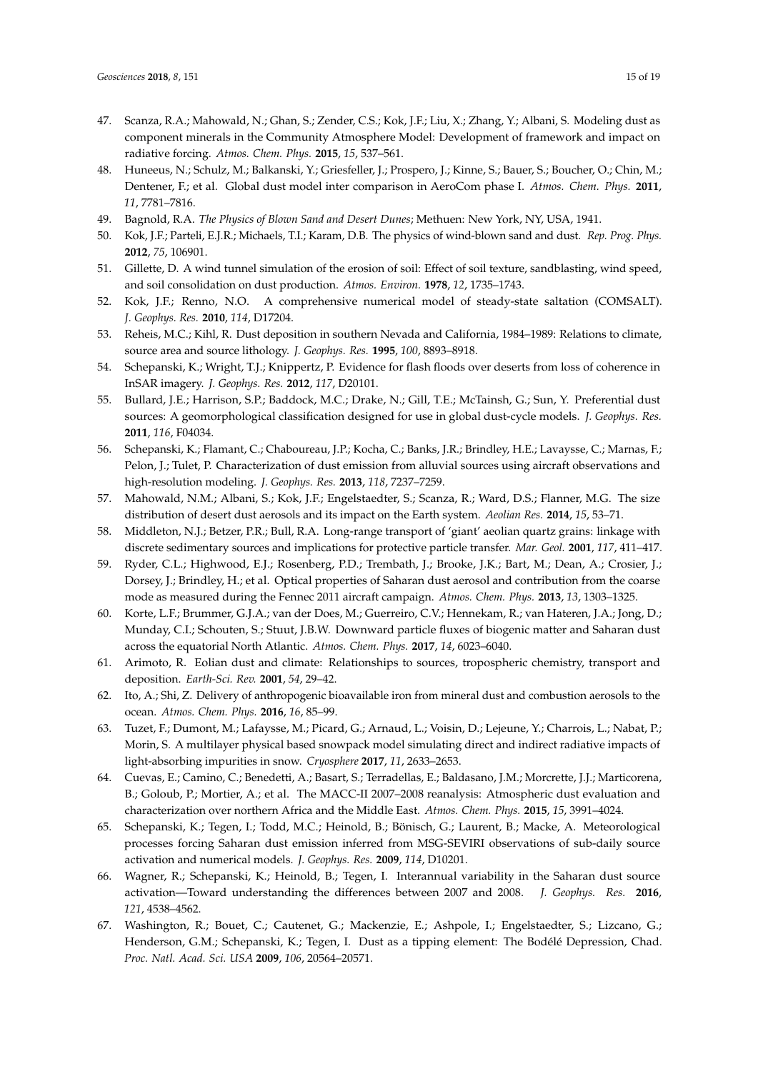47. Scanza, R.A.; Mahowald, N.; Ghan, S.; Zender, C.S.; Kok, J.F.; Liu, X.; Zhang, Y.; Albani, S. Modeling dust as component minerals in the Community Atmosphere Model: Development of framework and impact on radiative forcing. *Atmos. Chem. Phys.* **2015**, *15*, 537–561.
48. Huneeus, N.; Schulz, M.; Balkanski, Y.; Griesfeller, J.; Prospero, J.; Kinne, S.; Bauer, S.; Boucher, O.; Chin, M.; Dentener, F.; et al. Global dust model inter comparison in AeroCom phase I. *Atmos. Chem. Phys.* **2011**, *11*, 7781–7816.
49. Bagnold, R.A. *The Physics of Blown Sand and Desert Dunes*; Methuen: New York, NY, USA, 1941.
50. Kok, J.F.; Parteli, E.J.R.; Michaels, T.I.; Karam, D.B. The physics of wind-blown sand and dust. *Rep. Prog. Phys.* **2012**, *75*, 106901.
51. Gillette, D. A wind tunnel simulation of the erosion of soil: Effect of soil texture, sandblasting, wind speed, and soil consolidation on dust production. *Atmos. Environ.* **1978**, *12*, 1735–1743.
52. Kok, J.F.; Renno, N.O. A comprehensive numerical model of steady-state saltation (COMSALT). *J. Geophys. Res.* **2010**, *114*, D17204.
53. Reheis, M.C.; Kihl, R. Dust deposition in southern Nevada and California, 1984–1989: Relations to climate, source area and source lithology. *J. Geophys. Res.* **1995**, *100*, 8893–8918.
54. Schepanski, K.; Wright, T.J.; Knippertz, P. Evidence for flash floods over deserts from loss of coherence in InSAR imagery. *J. Geophys. Res.* **2012**, *117*, D20101.
55. Bullard, J.E.; Harrison, S.P.; Baddock, M.C.; Drake, N.; Gill, T.E.; McTainsh, G.; Sun, Y. Preferential dust sources: A geomorphological classification designed for use in global dust-cycle models. *J. Geophys. Res.* **2011**, *116*, F04034.
56. Schepanski, K.; Flamant, C.; Chaboureau, J.P.; Kocha, C.; Banks, J.R.; Brindley, H.E.; Lavaysse, C.; Marnas, F.; Pelon, J.; Tulet, P. Characterization of dust emission from alluvial sources using aircraft observations and high-resolution modeling. *J. Geophys. Res.* **2013**, *118*, 7237–7259.
57. Mahowald, N.M.; Albani, S.; Kok, J.F.; Engelstaedter, S.; Scanza, R.; Ward, D.S.; Flanner, M.G. The size distribution of desert dust aerosols and its impact on the Earth system. *Aeolian Res.* **2014**, *15*, 53–71.
58. Middleton, N.J.; Betzer, P.R.; Bull, R.A. Long-range transport of 'giant' aeolian quartz grains: linkage with discrete sedimentary sources and implications for protective particle transfer. *Mar. Geol.* **2001**, *117*, 411–417.
59. Ryder, C.L.; Highwood, E.J.; Rosenberg, P.D.; Trembath, J.; Brooke, J.K.; Bart, M.; Dean, A.; Crosier, J.; Dorsey, J.; Brindley, H.; et al. Optical properties of Saharan dust aerosol and contribution from the coarse mode as measured during the Fennec 2011 aircraft campaign. *Atmos. Chem. Phys.* **2013**, *13*, 1303–1325.
60. Korte, L.F.; Brummer, G.J.A.; van der Does, M.; Guerreiro, C.V.; Hennekam, R.; van Hateren, J.A.; Jong, D.; Munday, C.I.; Schouten, S.; Stuut, J.B.W. Downward particle fluxes of biogenic matter and Saharan dust across the equatorial North Atlantic. *Atmos. Chem. Phys.* **2017**, *14*, 6023–6040.
61. Arimoto, R. Eolian dust and climate: Relationships to sources, tropospheric chemistry, transport and deposition. *Earth-Sci. Rev.* **2001**, *54*, 29–42.
62. Ito, A.; Shi, Z. Delivery of anthropogenic bioavailable iron from mineral dust and combustion aerosols to the ocean. *Atmos. Chem. Phys.* **2016**, *16*, 85–99.
63. Tuzet, F.; Dumont, M.; Lafaysse, M.; Picard, G.; Arnaud, L.; Voisin, D.; Lejeune, Y.; Charrois, L.; Nabat, P.; Morin, S. A multilayer physical based snowpack model simulating direct and indirect radiative impacts of light-absorbing impurities in snow. *Cryosphere* **2017**, *11*, 2633–2653.
64. Cuevas, E.; Camino, C.; Benedetti, A.; Basart, S.; Terradellas, E.; Baldasano, J.M.; Morcrette, J.J.; Marticorena, B.; Goloub, P.; Mortier, A.; et al. The MACC-II 2007–2008 reanalysis: Atmospheric dust evaluation and characterization over northern Africa and the Middle East. *Atmos. Chem. Phys.* **2015**, *15*, 3991–4024.
65. Schepanski, K.; Tegen, I.; Todd, M.C.; Heinold, B.; Bönisch, G.; Laurent, B.; Macke, A. Meteorological processes forcing Saharan dust emission inferred from MSG-SEVIRI observations of sub-daily source activation and numerical models. *J. Geophys. Res.* **2009**, *114*, D10201.
66. Wagner, R.; Schepanski, K.; Heinold, B.; Tegen, I. Interannual variability in the Saharan dust source activation—Toward understanding the differences between 2007 and 2008. *J. Geophys. Res.* **2016**, *121*, 4538–4562.
67. Washington, R.; Bouet, C.; Cautenet, G.; Mackenzie, E.; Ashpole, I.; Engelstaedter, S.; Lizcano, G.; Henderson, G.M.; Schepanski, K.; Tegen, I. Dust as a tipping element: The Bodélé Depression, Chad. *Proc. Natl. Acad. Sci. USA* **2009**, *106*, 20564–20571.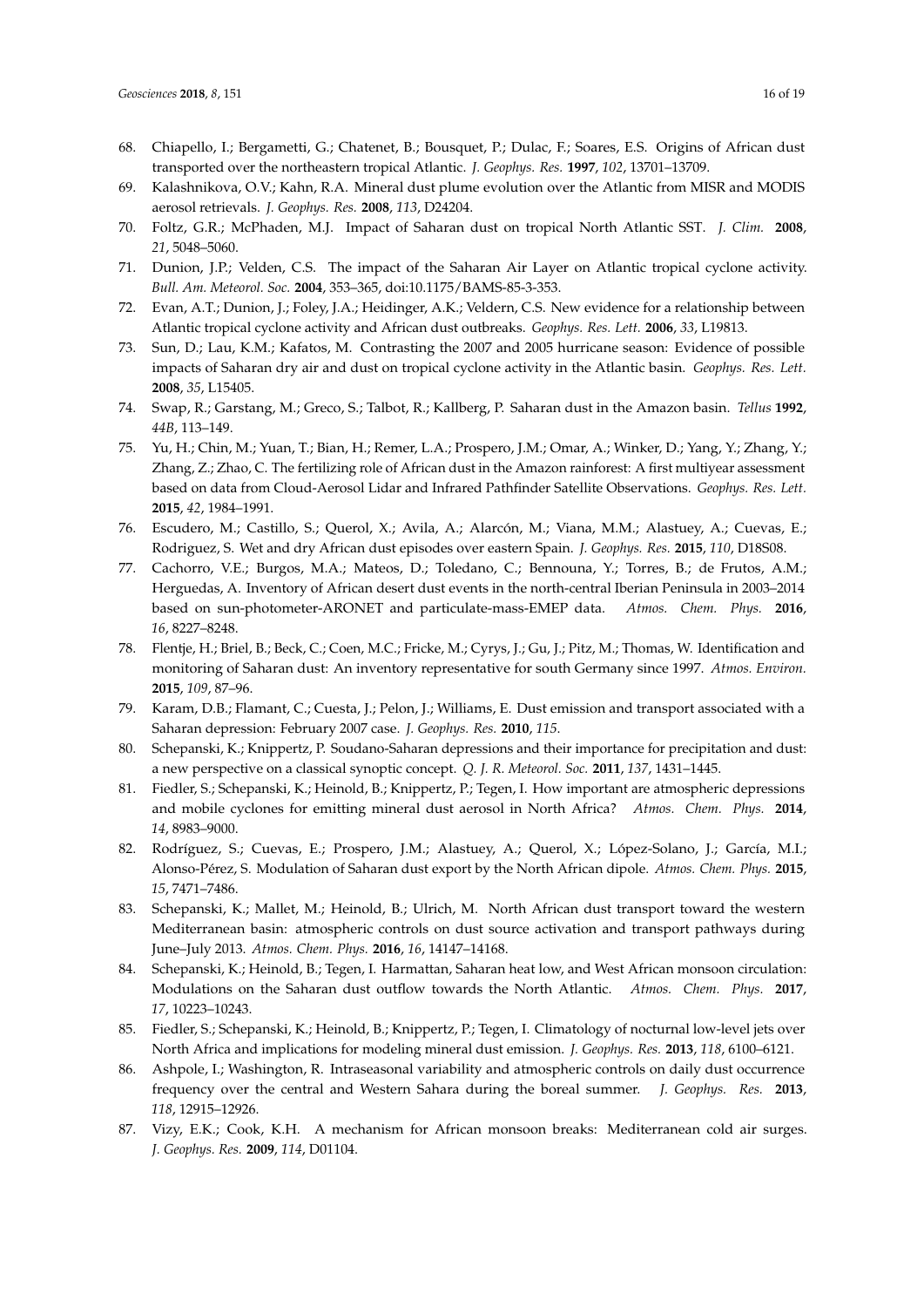68. Chiapello, I.; Bergametti, G.; Chatenet, B.; Bousquet, P.; Dulac, F.; Soares, E.S. Origins of African dust transported over the northeastern tropical Atlantic. *J. Geophys. Res.* **1997**, *102*, 13701–13709.
69. Kalashnikova, O.V.; Kahn, R.A. Mineral dust plume evolution over the Atlantic from MISR and MODIS aerosol retrievals. *J. Geophys. Res.* **2008**, *113*, D24204.
70. Foltz, G.R.; McPhaden, M.J. Impact of Saharan dust on tropical North Atlantic SST. *J. Clim.* **2008**, *21*, 5048–5060.
71. Dunion, J.P.; Velden, C.S. The impact of the Saharan Air Layer on Atlantic tropical cyclone activity. *Bull. Am. Meteorol. Soc.* **2004**, 353–365, doi:10.1175/BAMS-85-3-353.
72. Evan, A.T.; Dunion, J.; Foley, J.A.; Heidinger, A.K.; Veldern, C.S. New evidence for a relationship between Atlantic tropical cyclone activity and African dust outbreaks. *Geophys. Res. Lett.* **2006**, *33*, L19813.
73. Sun, D.; Lau, K.M.; Kafatos, M. Contrasting the 2007 and 2005 hurricane season: Evidence of possible impacts of Saharan dry air and dust on tropical cyclone activity in the Atlantic basin. *Geophys. Res. Lett.* **2008**, *35*, L15405.
74. Swap, R.; Garstang, M.; Greco, S.; Talbot, R.; Kallberg, P. Saharan dust in the Amazon basin. *Tellus* **1992**, *44B*, 113–149.
75. Yu, H.; Chin, M.; Yuan, T.; Bian, H.; Remer, L.A.; Prospero, J.M.; Omar, A.; Winker, D.; Yang, Y.; Zhang, Y.; Zhang, Z.; Zhao, C. The fertilizing role of African dust in the Amazon rainforest: A first multiyear assessment based on data from Cloud-Aerosol Lidar and Infrared Pathfinder Satellite Observations. *Geophys. Res. Lett.* **2015**, *42*, 1984–1991.
76. Escudero, M.; Castillo, S.; Querol, X.; Avila, A.; Alarcón, M.; Viana, M.M.; Alastuey, A.; Cuevas, E.; Rodriguez, S. Wet and dry African dust episodes over eastern Spain. *J. Geophys. Res.* **2015**, *110*, D18S08.
77. Cachorro, V.E.; Burgos, M.A.; Mateos, D.; Toledano, C.; Bennouna, Y.; Torres, B.; de Frutos, A.M.; Herguedas, A. Inventory of African desert dust events in the north-central Iberian Peninsula in 2003–2014 based on sun-photometer-ARONET and particulate-mass-EMEP data. *Atmos. Chem. Phys.* **2016**, *16*, 8227–8248.
78. Flentje, H.; Briel, B.; Beck, C.; Coen, M.C.; Fricke, M.; Cyrys, J.; Gu, J.; Pitz, M.; Thomas, W. Identification and monitoring of Saharan dust: An inventory representative for south Germany since 1997. *Atmos. Environ.* **2015**, *109*, 87–96.
79. Karam, D.B.; Flamant, C.; Cuesta, J.; Pelon, J.; Williams, E. Dust emission and transport associated with a Saharan depression: February 2007 case. *J. Geophys. Res.* **2010**, *115*.
80. Schepanski, K.; Knippertz, P. Soudano-Saharan depressions and their importance for precipitation and dust: a new perspective on a classical synoptic concept. *Q. J. R. Meteorol. Soc.* **2011**, *137*, 1431–1445.
81. Fiedler, S.; Schepanski, K.; Heinold, B.; Knippertz, P.; Tegen, I. How important are atmospheric depressions and mobile cyclones for emitting mineral dust aerosol in North Africa? *Atmos. Chem. Phys.* **2014**, *14*, 8983–9000.
82. Rodríguez, S.; Cuevas, E.; Prospero, J.M.; Alastuey, A.; Querol, X.; López-Solano, J.; García, M.I.; Alonso-Pérez, S. Modulation of Saharan dust export by the North African dipole. *Atmos. Chem. Phys.* **2015**, *15*, 7471–7486.
83. Schepanski, K.; Mallet, M.; Heinold, B.; Ulrich, M. North African dust transport toward the western Mediterranean basin: atmospheric controls on dust source activation and transport pathways during June–July 2013. *Atmos. Chem. Phys.* **2016**, *16*, 14147–14168.
84. Schepanski, K.; Heinold, B.; Tegen, I. Harmattan, Saharan heat low, and West African monsoon circulation: Modulations on the Saharan dust outflow towards the North Atlantic. *Atmos. Chem. Phys.* **2017**, *17*, 10223–10243.
85. Fiedler, S.; Schepanski, K.; Heinold, B.; Knippertz, P.; Tegen, I. Climatology of nocturnal low-level jets over North Africa and implications for modeling mineral dust emission. *J. Geophys. Res.* **2013**, *118*, 6100–6121.
86. Ashpole, I.; Washington, R. Intraseasonal variability and atmospheric controls on daily dust occurrence frequency over the central and Western Sahara during the boreal summer. *J. Geophys. Res.* **2013**, *118*, 12915–12926.
87. Vizy, E.K.; Cook, K.H. A mechanism for African monsoon breaks: Mediterranean cold air surges. *J. Geophys. Res.* **2009**, *114*, D01104.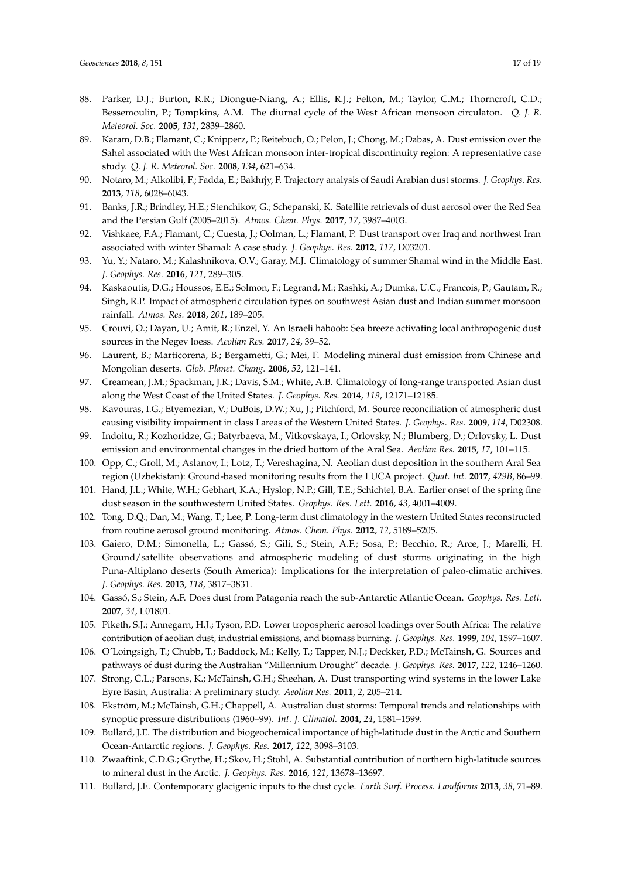88. Parker, D.J.; Burton, R.R.; Diongue-Niang, A.; Ellis, R.J.; Felton, M.; Taylor, C.M.; Thorncroft, C.D.; Bessemoulin, P.; Tompkins, A.M. The diurnal cycle of the West African monsoon circulaton. *Q. J. R. Meteorol. Soc.* **2005**, *131*, 2839–2860.
89. Karam, D.B.; Flamant, C.; Knipperz, P.; Reitebuch, O.; Pelon, J.; Chong, M.; Dabas, A. Dust emission over the Sahel associated with the West African monsoon inter-tropical discontinuity region: A representative case study. *Q. J. R. Meteorol. Soc.* **2008**, *134*, 621–634.
90. Notaro, M.; Alkolibi, F.; Fadda, E.; Bakhrjy, F. Trajectory analysis of Saudi Arabian dust storms. *J. Geophys. Res.* **2013**, *118*, 6028–6043.
91. Banks, J.R.; Brindley, H.E.; Stenchikov, G.; Schepanski, K. Satellite retrievals of dust aerosol over the Red Sea and the Persian Gulf (2005–2015). *Atmos. Chem. Phys.* **2017**, *17*, 3987–4003.
92. Vishkaee, F.A.; Flamant, C.; Cuesta, J.; Oolman, L.; Flamant, P. Dust transport over Iraq and northwest Iran associated with winter Shamal: A case study. *J. Geophys. Res.* **2012**, *117*, D03201.
93. Yu, Y.; Nataro, M.; Kalashnikova, O.V.; Garay, M.J. Climatology of summer Shamal wind in the Middle East. *J. Geophys. Res.* **2016**, *121*, 289–305.
94. Kaskaoutis, D.G.; Houssos, E.E.; Solmon, F.; Legrand, M.; Rashki, A.; Dumka, U.C.; Francois, P.; Gautam, R.; Singh, R.P. Impact of atmospheric circulation types on southwest Asian dust and Indian summer monsoon rainfall. *Atmos. Res.* **2018**, *201*, 189–205.
95. Crouvi, O.; Dayan, U.; Amit, R.; Enzel, Y. An Israeli haboob: Sea breeze activating local anthropogenic dust sources in the Negev loess. *Aeolian Res.* **2017**, *24*, 39–52.
96. Laurent, B.; Marticorena, B.; Bergametti, G.; Mei, F. Modeling mineral dust emission from Chinese and Mongolian deserts. *Glob. Planet. Chang.* **2006**, *52*, 121–141.
97. Creamean, J.M.; Spackman, J.R.; Davis, S.M.; White, A.B. Climatology of long-range transported Asian dust along the West Coast of the United States. *J. Geophys. Res.* **2014**, *119*, 12171–12185.
98. Kavouras, I.G.; Etyemezian, V.; DuBois, D.W.; Xu, J.; Pitchford, M. Source reconciliation of atmospheric dust causing visibility impairment in class I areas of the Western United States. *J. Geophys. Res.* **2009**, *114*, D02308.
99. Indoitu, R.; Kozhoridze, G.; Batyrbaeva, M.; Vitkovskaya, I.; Orlovsky, N.; Blumberg, D.; Orlovsky, L. Dust emission and environmental changes in the dried bottom of the Aral Sea. *Aeolian Res.* **2015**, *17*, 101–115.
100. Opp, C.; Groll, M.; Aslanov, I.; Lotz, T.; Vereshagina, N. Aeolian dust deposition in the southern Aral Sea region (Uzbekistan): Ground-based monitoring results from the LUCA project. *Quat. Int.* **2017**, *429B*, 86–99.
101. Hand, J.L.; White, W.H.; Gebhart, K.A.; Hyslop, N.P.; Gill, T.E.; Schichtel, B.A. Earlier onset of the spring fine dust season in the southwestern United States. *Geophys. Res. Lett.* **2016**, *43*, 4001–4009.
102. Tong, D.Q.; Dan, M.; Wang, T.; Lee, P. Long-term dust climatology in the western United States reconstructed from routine aerosol ground monitoring. *Atmos. Chem. Phys.* **2012**, *12*, 5189–5205.
103. Gaiero, D.M.; Simonella, L.; Gassó, S.; Gili, S.; Stein, A.F.; Sosa, P.; Becchio, R.; Arce, J.; Marelli, H. Ground/satellite observations and atmospheric modeling of dust storms originating in the high Puna-Altiplano deserts (South America): Implications for the interpretation of paleo-climatic archives. *J. Geophys. Res.* **2013**, *118*, 3817–3831.
104. Gassó, S.; Stein, A.F. Does dust from Patagonia reach the sub-Antarctic Atlantic Ocean. *Geophys. Res. Lett.* **2007**, *34*, L01801.
105. Piketh, S.J.; Annegarn, H.J.; Tyson, P.D. Lower tropospheric aerosol loadings over South Africa: The relative contribution of aeolian dust, industrial emissions, and biomass burning. *J. Geophys. Res.* **1999**, *104*, 1597–1607.
106. O'Loingsigh, T.; Chubb, T.; Baddock, M.; Kelly, T.; Tapper, N.J.; Deckker, P.D.; McTainsh, G. Sources and pathways of dust during the Australian "Millennium Drought" decade. *J. Geophys. Res.* **2017**, *122*, 1246–1260.
107. Strong, C.L.; Parsons, K.; McTainsh, G.H.; Sheehan, A. Dust transporting wind systems in the lower Lake Eyre Basin, Australia: A preliminary study. *Aeolian Res.* **2011**, *2*, 205–214.
108. Ekström, M.; McTainsh, G.H.; Chappell, A. Australian dust storms: Temporal trends and relationships with synoptic pressure distributions (1960–99). *Int. J. Climatol.* **2004**, *24*, 1581–1599.
109. Bullard, J.E. The distribution and biogeochemical importance of high-latitude dust in the Arctic and Southern Ocean-Antarctic regions. *J. Geophys. Res.* **2017**, *122*, 3098–3103.
110. Zwaaftink, C.D.G.; Grythe, H.; Skov, H.; Stohl, A. Substantial contribution of northern high-latitude sources to mineral dust in the Arctic. *J. Geophys. Res.* **2016**, *121*, 13678–13697.
111. Bullard, J.E. Contemporary glacigenic inputs to the dust cycle. *Earth Surf. Process. Landforms* **2013**, *38*, 71–89.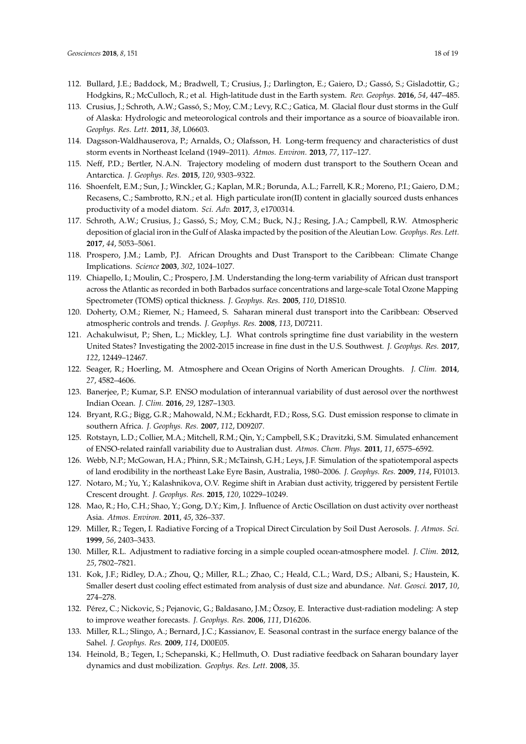112. Bullard, J.E.; Baddock, M.; Bradwell, T.; Crusius, J.; Darlington, E.; Gaiero, D.; Gassó, S.; Gisladottir, G.; Hodgkins, R.; McCulloch, R.; et al. High-latitude dust in the Earth system. *Rev. Geophys.* **2016**, *54*, 447–485.
113. Crusius, J.; Schroth, A.W.; Gassó, S.; Moy, C.M.; Levy, R.C.; Gatica, M. Glacial flour dust storms in the Gulf of Alaska: Hydrologic and meteorological controls and their importance as a source of bioavailable iron. *Geophys. Res. Lett.* **2011**, *38*, L06603.
114. Dagsson-Waldhauserova, P.; Arnalds, O.; Olafsson, H. Long-term frequency and characteristics of dust storm events in Northeast Iceland (1949–2011). *Atmos. Environ.* **2013**, *77*, 117–127.
115. Neff, P.D.; Bertler, N.A.N. Trajectory modeling of modern dust transport to the Southern Ocean and Antarctica. *J. Geophys. Res.* **2015**, *120*, 9303–9322.
116. Shoenfelt, E.M.; Sun, J.; Winckler, G.; Kaplan, M.R.; Borunda, A.L.; Farrell, K.R.; Moreno, P.I.; Gaiero, D.M.; Recasens, C.; Sambrotto, R.N.; et al. High particulate iron(II) content in glacially sourced dusts enhances productivity of a model diatom. *Sci. Adv.* **2017**, *3*, e1700314.
117. Schroth, A.W.; Crusius, J.; Gassó, S.; Moy, C.M.; Buck, N.J.; Resing, J.A.; Campbell, R.W. Atmospheric deposition of glacial iron in the Gulf of Alaska impacted by the position of the Aleutian Low. *Geophys. Res. Lett.* **2017**, *44*, 5053–5061.
118. Prospero, J.M.; Lamb, P.J. African Droughts and Dust Transport to the Caribbean: Climate Change Implications. *Science* **2003**, *302*, 1024–1027.
119. Chiapello, I.; Moulin, C.; Prospero, J.M. Understanding the long-term variability of African dust transport across the Atlantic as recorded in both Barbados surface concentrations and large-scale Total Ozone Mapping Spectrometer (TOMS) optical thickness. *J. Geophys. Res.* **2005**, *110*, D18S10.
120. Doherty, O.M.; Riemer, N.; Hameed, S. Saharan mineral dust transport into the Caribbean: Observed atmospheric controls and trends. *J. Geophys. Res.* **2008**, *113*, D07211.
121. Achakulwisut, P.; Shen, L.; Mickley, L.J. What controls springtime fine dust variability in the western United States? Investigating the 2002-2015 increase in fine dust in the U.S. Southwest. *J. Geophys. Res.* **2017**, *122*, 12449–12467.
122. Seager, R.; Hoerling, M. Atmosphere and Ocean Origins of North American Droughts. *J. Clim.* **2014**, *27*, 4582–4606.
123. Banerjee, P.; Kumar, S.P. ENSO modulation of interannual variability of dust aerosol over the northwest Indian Ocean. *J. Clim.* **2016**, *29*, 1287–1303.
124. Bryant, R.G.; Bigg, G.R.; Mahowald, N.M.; Eckhardt, F.D.; Ross, S.G. Dust emission response to climate in southern Africa. *J. Geophys. Res.* **2007**, *112*, D09207.
125. Rotstayn, L.D.; Collier, M.A.; Mitchell, R.M.; Qin, Y.; Campbell, S.K.; Dravitzki, S.M. Simulated enhancement of ENSO-related rainfall variability due to Australian dust. *Atmos. Chem. Phys.* **2011**, *11*, 6575–6592.
126. Webb, N.P.; McGowan, H.A.; Phinn, S.R.; McTainsh, G.H.; Leys, J.F. Simulation of the spatiotemporal aspects of land erodibility in the northeast Lake Eyre Basin, Australia, 1980–2006. *J. Geophys. Res.* **2009**, *114*, F01013.
127. Notaro, M.; Yu, Y.; Kalashnikova, O.V. Regime shift in Arabian dust activity, triggered by persistent Fertile Crescent drought. *J. Geophys. Res.* **2015**, *120*, 10229–10249.
128. Mao, R.; Ho, C.H.; Shao, Y.; Gong, D.Y.; Kim, J. Influence of Arctic Oscillation on dust activity over northeast Asia. *Atmos. Environ.* **2011**, *45*, 326–337.
129. Miller, R.; Tegen, I. Radiative Forcing of a Tropical Direct Circulation by Soil Dust Aerosols. *J. Atmos. Sci.* **1999**, *56*, 2403–3433.
130. Miller, R.L. Adjustment to radiative forcing in a simple coupled ocean-atmosphere model. *J. Clim.* **2012**, *25*, 7802–7821.
131. Kok, J.F.; Ridley, D.A.; Zhou, Q.; Miller, R.L.; Zhao, C.; Heald, C.L.; Ward, D.S.; Albani, S.; Haustein, K. Smaller desert dust cooling effect estimated from analysis of dust size and abundance. *Nat. Geosci.* **2017**, *10*, 274–278.
132. Pérez, C.; Nickovic, S.; Pejanovic, G.; Baldasano, J.M.; Özsoy, E. Interactive dust-radiation modeling: A step to improve weather forecasts. *J. Geophys. Res.* **2006**, *111*, D16206.
133. Miller, R.L.; Slingo, A.; Bernard, J.C.; Kassianov, E. Seasonal contrast in the surface energy balance of the Sahel. *J. Geophys. Res.* **2009**, *114*, D00E05.
134. Heinold, B.; Tegen, I.; Schepanski, K.; Hellmuth, O. Dust radiative feedback on Saharan boundary layer dynamics and dust mobilization. *Geophys. Res. Lett.* **2008**, *35*.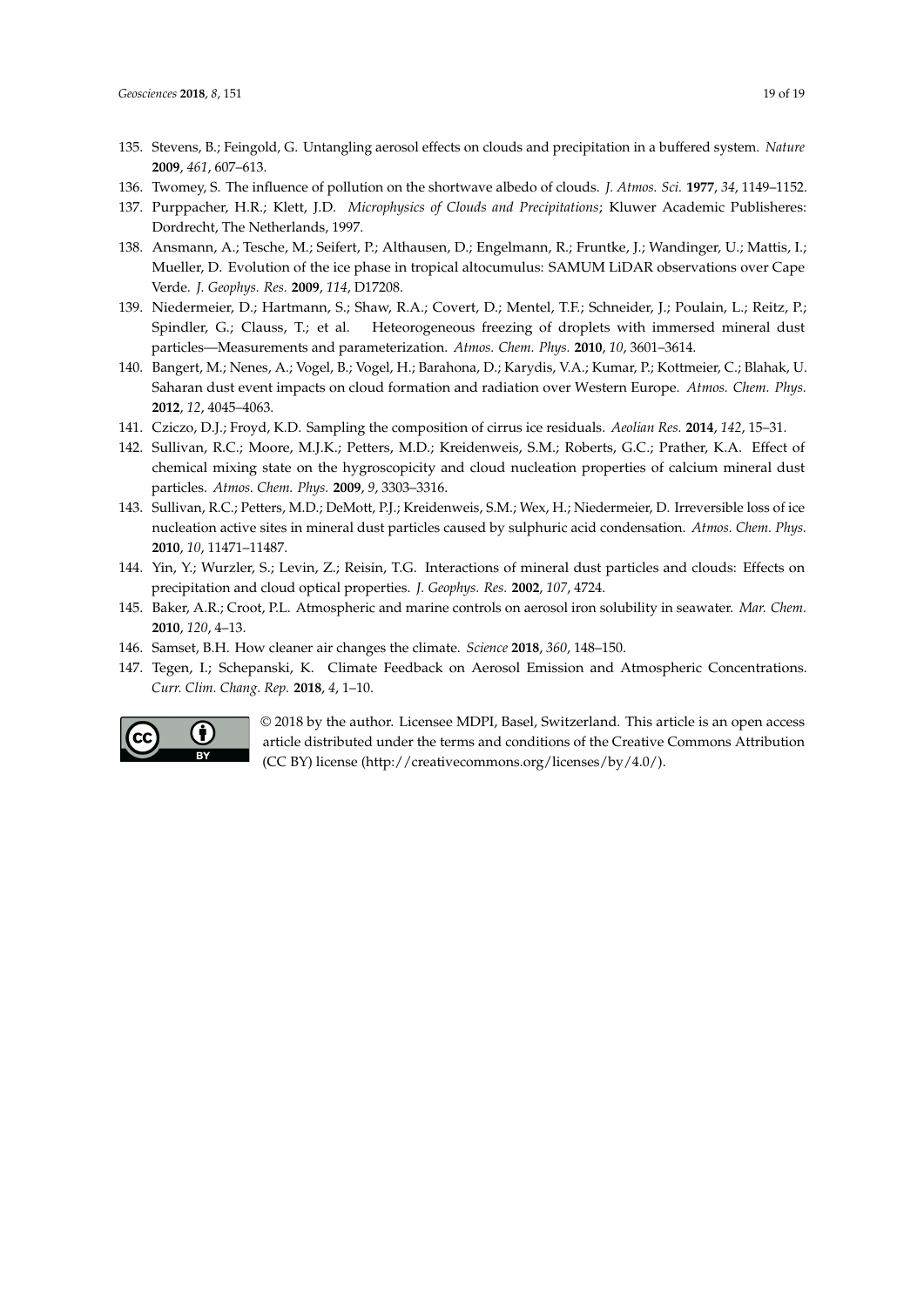135. Stevens, B.; Feingold, G. Untangling aerosol effects on clouds and precipitation in a buffered system. *Nature* **2009**, *461*, 607–613.
136. Twomey, S. The influence of pollution on the shortwave albedo of clouds. *J. Atmos. Sci.* **1977**, *34*, 1149–1152.
137. Purppacher, H.R.; Klett, J.D. *Microphysics of Clouds and Precipitations*; Kluwer Academic Publisheres: Dordrecht, The Netherlands, 1997.
138. Ansmann, A.; Tesche, M.; Seifert, P.; Althausen, D.; Engelmann, R.; Fruntke, J.; Wandinger, U.; Mattis, I.; Mueller, D. Evolution of the ice phase in tropical altocumulus: SAMUM LiDAR observations over Cape Verde. *J. Geophys. Res.* **2009**, *114*, D17208.
139. Niedermeier, D.; Hartmann, S.; Shaw, R.A.; Covert, D.; Mentel, T.F.; Schneider, J.; Poulain, L.; Reitz, P.; Spindler, G.; Clauss, T.; et al. Heteorogeneous freezing of droplets with immersed mineral dust particles—Measurements and parameterization. *Atmos. Chem. Phys.* **2010**, *10*, 3601–3614.
140. Bangert, M.; Nenes, A.; Vogel, B.; Vogel, H.; Barahona, D.; Karydis, V.A.; Kumar, P.; Kottmeier, C.; Blahak, U. Saharan dust event impacts on cloud formation and radiation over Western Europe. *Atmos. Chem. Phys.* **2012**, *12*, 4045–4063.
141. Cziczo, D.J.; Froyd, K.D. Sampling the composition of cirrus ice residuals. *Aeolian Res.* **2014**, *142*, 15–31.
142. Sullivan, R.C.; Moore, M.J.K.; Petters, M.D.; Kreidenweis, S.M.; Roberts, G.C.; Prather, K.A. Effect of chemical mixing state on the hygroscopicity and cloud nucleation properties of calcium mineral dust particles. *Atmos. Chem. Phys.* **2009**, *9*, 3303–3316.
143. Sullivan, R.C.; Petters, M.D.; DeMott, P.J.; Kreidenweis, S.M.; Wex, H.; Niedermeier, D. Irreversible loss of ice nucleation active sites in mineral dust particles caused by sulphuric acid condensation. *Atmos. Chem. Phys.* **2010**, *10*, 11471–11487.
144. Yin, Y.; Wurzler, S.; Levin, Z.; Reisin, T.G. Interactions of mineral dust particles and clouds: Effects on precipitation and cloud optical properties. *J. Geophys. Res.* **2002**, *107*, 4724.
145. Baker, A.R.; Croot, P.L. Atmospheric and marine controls on aerosol iron solubility in seawater. *Mar. Chem.* **2010**, *120*, 4–13.
146. Samset, B.H. How cleaner air changes the climate. *Science* **2018**, *360*, 148–150.
147. Tegen, I.; Schepanski, K. Climate Feedback on Aerosol Emission and Atmospheric Concentrations. *Curr. Clim. Chang. Rep.* **2018**, *4*, 1–10.

© 2018 by the author. Licensee MDPI, Basel, Switzerland. This article is an open access article distributed under the terms and conditions of the Creative Commons Attribution (CC BY) license (http://creativecommons.org/licenses/by/4.0/).